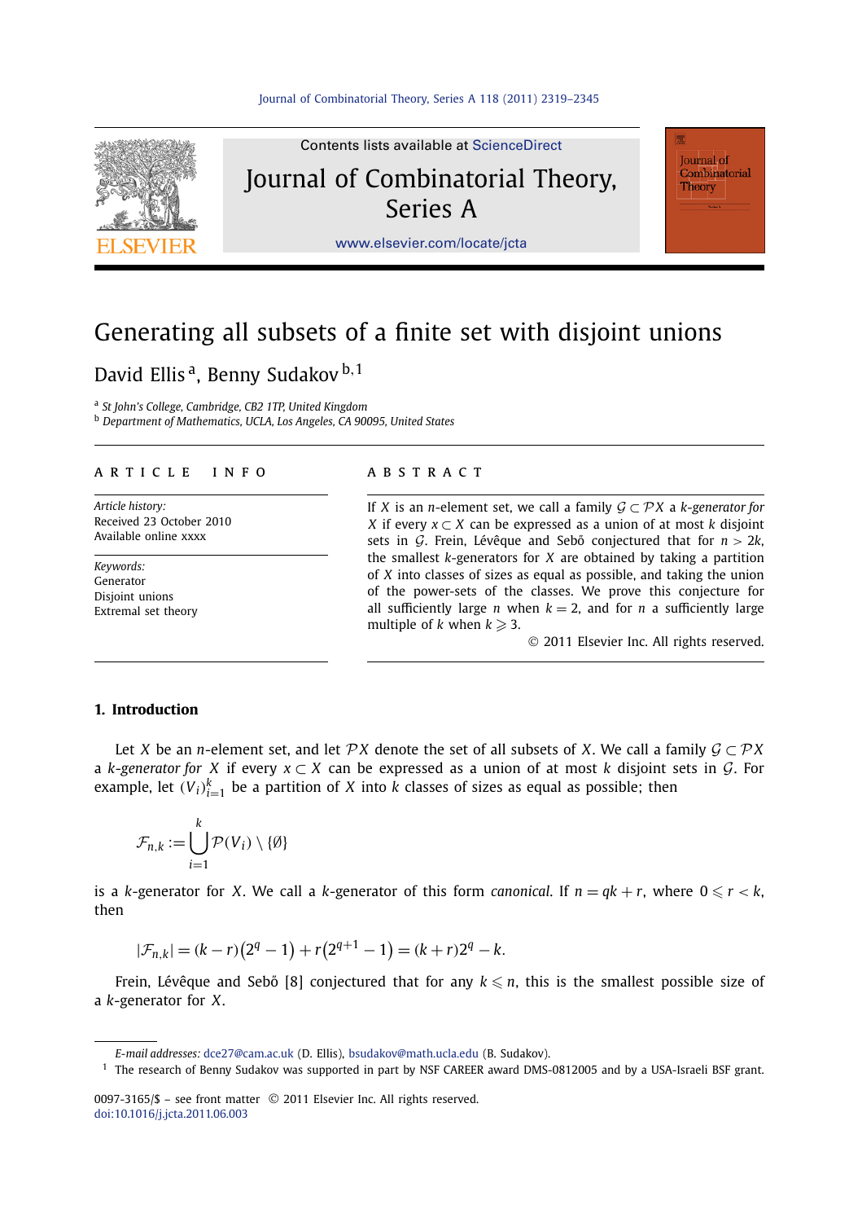Contents lists available at ScienceDirect

# Journal of Combinatorial Theory, Series A

www.elsevier.com/locate/jcta

# Generating all subsets of a finite set with disjoint unions

David Ellis [a], Benny Sudakov [b,1]

[a] *St John's College, Cambridge, CB2 1TP, United Kingdom*
[b] *Department of Mathematics, UCLA, Los Angeles, CA 90095, United States*

**ARTICLE INFO**

*Article history:*
Received 23 October 2010
Available online xxxx

*Keywords:*
Generator
Disjoint unions
Extremal set theory

**ABSTRACT**

If $X$ is an $n$-element set, we call a family $\mathcal{G} \subset \mathcal{P}X$ a *$k$-generator for $X$* if every $x \subset X$ can be expressed as a union of at most $k$ disjoint sets in $\mathcal{G}$. Frein, Lévêque and Sebő conjectured that for $n > 2k$, the smallest $k$-generators for $X$ are obtained by taking a partition of $X$ into classes of sizes as equal as possible, and taking the union of the power-sets of the classes. We prove this conjecture for all sufficiently large $n$ when $k = 2$, and for $n$ a sufficiently large multiple of $k$ when $k \geqslant 3$.

© 2011 Elsevier Inc. All rights reserved.

## 1. Introduction

Let $X$ be an $n$-element set, and let $\mathcal{P}X$ denote the set of all subsets of $X$. We call a family $\mathcal{G} \subset \mathcal{P}X$ a *$k$-generator for $X$* if every $x \subset X$ can be expressed as a union of at most $k$ disjoint sets in $\mathcal{G}$. For example, let $(V_i)_{i=1}^k$ be a partition of $X$ into $k$ classes of sizes as equal as possible; then

$$\mathcal{F}_{n,k} := \bigcup_{i=1}^{k} \mathcal{P}(V_i) \setminus \{\emptyset\}$$

is a $k$-generator for $X$. We call a $k$-generator of this form *canonical*. If $n = qk + r$, where $0 \leqslant r < k$, then

$$|\mathcal{F}_{n,k}| = (k - r)\left(2^q - 1\right) + r\left(2^{q+1} - 1\right) = (k + r)2^q - k.$$

Frein, Lévêque and Sebő [8] conjectured that for any $k \leqslant n$, this is the smallest possible size of a $k$-generator for $X$.

E-mail addresses: dce27@cam.ac.uk (D. Ellis), bsudakov@math.ucla.edu (B. Sudakov).

[1] The research of Benny Sudakov was supported in part by NSF CAREER award DMS-0812005 and by a USA-Israeli BSF grant.

0097-3165/$ – see front matter © 2011 Elsevier Inc. All rights reserved.
doi:10.1016/j.jcta.2011.06.003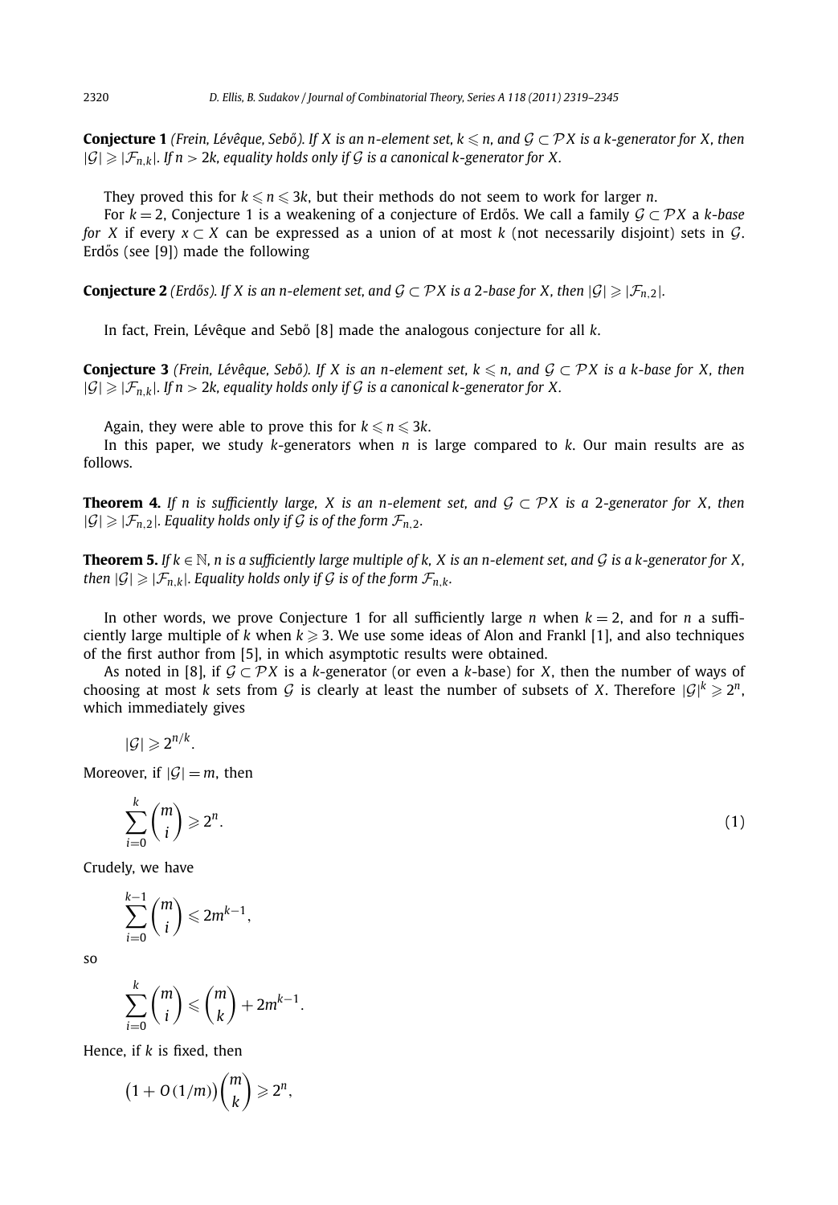**Conjecture 1** *(Frein, Lévêque, Sebő). If $X$ is an $n$-element set, $k \leqslant n$, and $\mathcal{G} \subset \mathcal{P}X$ is a $k$-generator for $X$, then $|\mathcal{G}| \geqslant |\mathcal{F}_{n,k}|$. If $n > 2k$, equality holds only if $\mathcal{G}$ is a canonical $k$-generator for $X$.*

They proved this for $k \leqslant n \leqslant 3k$, but their methods do not seem to work for larger $n$.

For $k = 2$, Conjecture 1 is a weakening of a conjecture of Erdős. We call a family $\mathcal{G} \subset \mathcal{P}X$ a *$k$-base for $X$* if every $x \subset X$ can be expressed as a union of at most $k$ (not necessarily disjoint) sets in $\mathcal{G}$. Erdős (see [9]) made the following

**Conjecture 2** *(Erdős). If $X$ is an $n$-element set, and $\mathcal{G} \subset \mathcal{P}X$ is a 2-base for $X$, then $|\mathcal{G}| \geqslant |\mathcal{F}_{n,2}|$.*

In fact, Frein, Lévêque and Sebő [8] made the analogous conjecture for all $k$.

**Conjecture 3** *(Frein, Lévêque, Sebő). If $X$ is an $n$-element set, $k \leqslant n$, and $\mathcal{G} \subset \mathcal{P}X$ is a $k$-base for $X$, then $|\mathcal{G}| \geqslant |\mathcal{F}_{n,k}|$. If $n > 2k$, equality holds only if $\mathcal{G}$ is a canonical $k$-generator for $X$.*

Again, they were able to prove this for $k \leqslant n \leqslant 3k$.

In this paper, we study $k$-generators when $n$ is large compared to $k$. Our main results are as follows.

**Theorem 4.** *If $n$ is sufficiently large, $X$ is an $n$-element set, and $\mathcal{G} \subset \mathcal{P}X$ is a 2-generator for $X$, then $|\mathcal{G}| \geqslant |\mathcal{F}_{n,2}|$. Equality holds only if $\mathcal{G}$ is of the form $\mathcal{F}_{n,2}$.*

**Theorem 5.** *If $k \in \mathbb{N}$, $n$ is a sufficiently large multiple of $k$, $X$ is an $n$-element set, and $\mathcal{G}$ is a $k$-generator for $X$, then $|\mathcal{G}| \geqslant |\mathcal{F}_{n,k}|$. Equality holds only if $\mathcal{G}$ is of the form $\mathcal{F}_{n,k}$.*

In other words, we prove Conjecture 1 for all sufficiently large $n$ when $k = 2$, and for $n$ a sufficiently large multiple of $k$ when $k \geqslant 3$. We use some ideas of Alon and Frankl [1], and also techniques of the first author from [5], in which asymptotic results were obtained.

As noted in [8], if $\mathcal{G} \subset \mathcal{P}X$ is a $k$-generator (or even a $k$-base) for $X$, then the number of ways of choosing at most $k$ sets from $\mathcal{G}$ is clearly at least the number of subsets of $X$. Therefore $|\mathcal{G}|^k \geqslant 2^n$, which immediately gives

$$|\mathcal{G}| \geqslant 2^{n/k}.$$

Moreover, if $|\mathcal{G}| = m$, then

$$\sum_{i=0}^{k} \binom{m}{i} \geqslant 2^n. \tag{1}$$

Crudely, we have

$$\sum_{i=0}^{k-1} \binom{m}{i} \leqslant 2m^{k-1},$$

so

$$\sum_{i=0}^{k} \binom{m}{i} \leqslant \binom{m}{k} + 2m^{k-1}.$$

Hence, if $k$ is fixed, then

$$\big(1 + O(1/m)\big)\binom{m}{k} \geqslant 2^n,$$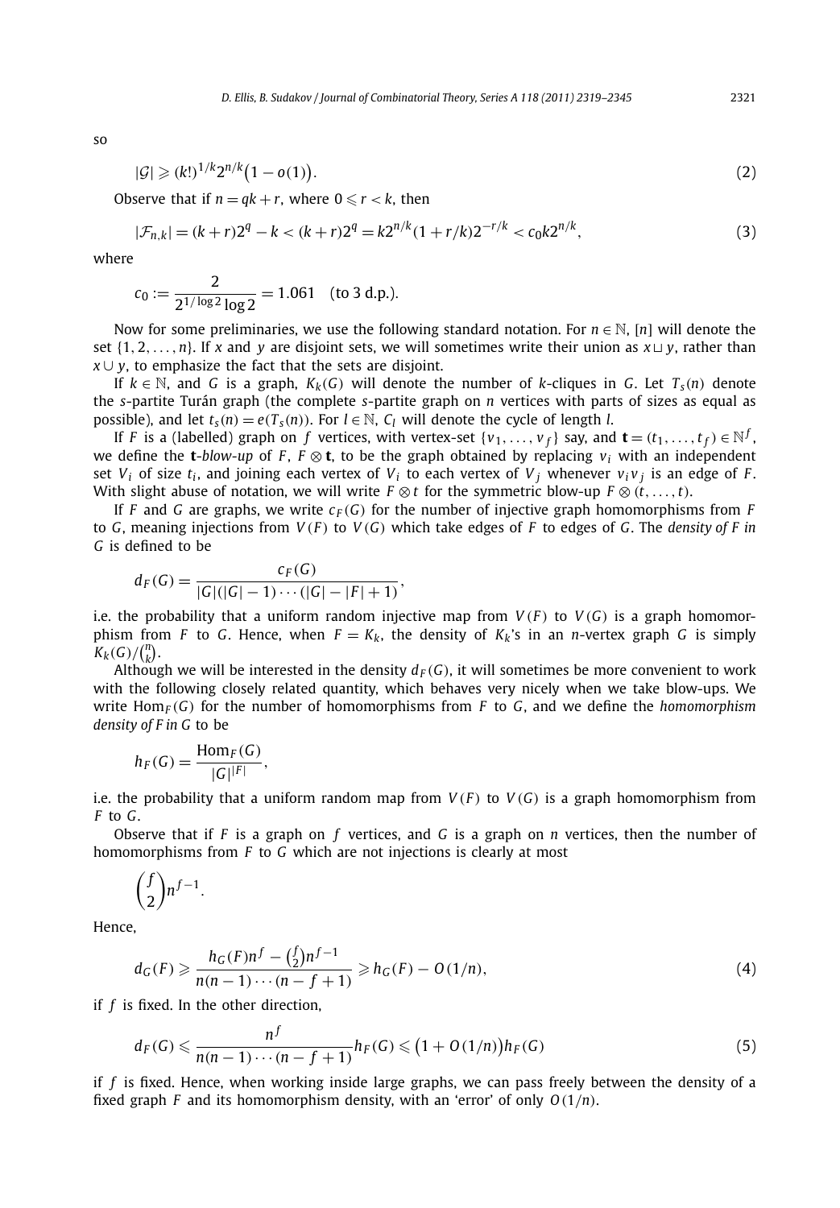so

$$|\mathcal{G}| \geqslant (k!)^{1/k} 2^{n/k}\big(1 - o(1)\big). \tag{2}$$

Observe that if $n = qk + r$, where $0 \leqslant r < k$, then

$$|\mathcal{F}_{n,k}| = (k+r)2^q - k < (k+r)2^q = k2^{n/k}(1 + r/k)2^{-r/k} < c_0 k 2^{n/k}, \tag{3}$$

where

$$c_0 := \frac{2}{2^{1/\log 2}\log 2} = 1.061 \quad \text{(to 3 d.p.)}.$$

Now for some preliminaries, we use the following standard notation. For $n \in \mathbb{N}$, $[n]$ will denote the set $\{1, 2, \ldots, n\}$. If $x$ and $y$ are disjoint sets, we will sometimes write their union as $x \sqcup y$, rather than $x \cup y$, to emphasize the fact that the sets are disjoint.

If $k \in \mathbb{N}$, and $G$ is a graph, $K_k(G)$ will denote the number of $k$-cliques in $G$. Let $T_s(n)$ denote the $s$-partite Turán graph (the complete $s$-partite graph on $n$ vertices with parts of sizes as equal as possible), and let $t_s(n) = e(T_s(n))$. For $l \in \mathbb{N}$, $C_l$ will denote the cycle of length $l$.

If $F$ is a (labelled) graph on $f$ vertices, with vertex-set $\{v_1, \ldots, v_f\}$ say, and $\mathbf{t} = (t_1, \ldots, t_f) \in \mathbb{N}^f$, we define the $\mathbf{t}$-*blow-up* of $F$, $F \otimes \mathbf{t}$, to be the graph obtained by replacing $v_i$ with an independent set $V_i$ of size $t_i$, and joining each vertex of $V_i$ to each vertex of $V_j$ whenever $v_i v_j$ is an edge of $F$. With slight abuse of notation, we will write $F \otimes t$ for the symmetric blow-up $F \otimes (t, \ldots, t)$.

If $F$ and $G$ are graphs, we write $c_F(G)$ for the number of injective graph homomorphisms from $F$ to $G$, meaning injections from $V(F)$ to $V(G)$ which take edges of $F$ to edges of $G$. The *density of F in G* is defined to be

$$d_F(G) = \frac{c_F(G)}{|G|(|G|-1)\cdots(|G|-|F|+1)},$$

i.e. the probability that a uniform random injective map from $V(F)$ to $V(G)$ is a graph homomorphism from $F$ to $G$. Hence, when $F = K_k$, the density of $K_k$'s in an $n$-vertex graph $G$ is simply $K_k(G)/\binom{n}{k}$.

Although we will be interested in the density $d_F(G)$, it will sometimes be more convenient to work with the following closely related quantity, which behaves very nicely when we take blow-ups. We write $\mathrm{Hom}_F(G)$ for the number of homomorphisms from $F$ to $G$, and we define the *homomorphism density of F in G* to be

$$h_F(G) = \frac{\mathrm{Hom}_F(G)}{|G|^{|F|}},$$

i.e. the probability that a uniform random map from $V(F)$ to $V(G)$ is a graph homomorphism from $F$ to $G$.

Observe that if $F$ is a graph on $f$ vertices, and $G$ is a graph on $n$ vertices, then the number of homomorphisms from $F$ to $G$ which are not injections is clearly at most

$$\binom{f}{2} n^{f-1}.$$

Hence,

$$d_G(F) \geqslant \frac{h_G(F)n^f - \binom{f}{2}n^{f-1}}{n(n-1)\cdots(n-f+1)} \geqslant h_G(F) - O(1/n), \tag{4}$$

if $f$ is fixed. In the other direction,

$$d_F(G) \leqslant \frac{n^f}{n(n-1)\cdots(n-f+1)} h_F(G) \leqslant \big(1 + O(1/n)\big)h_F(G) \tag{5}$$

if $f$ is fixed. Hence, when working inside large graphs, we can pass freely between the density of a fixed graph $F$ and its homomorphism density, with an 'error' of only $O(1/n)$.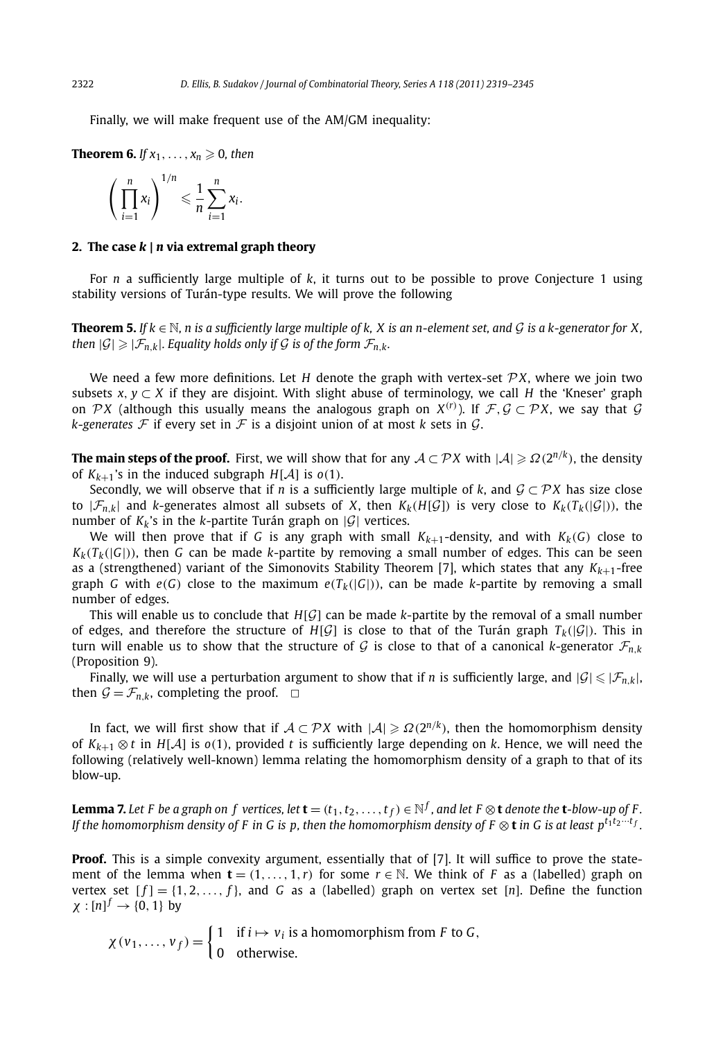Finally, we will make frequent use of the AM/GM inequality:

**Theorem 6.** *If $x_1, \dots, x_n \geqslant 0$, then*

$$\left(\prod_{i=1}^{n} x_i\right)^{1/n} \leqslant \frac{1}{n}\sum_{i=1}^{n} x_i.$$

## 2. The case $k \mid n$ via extremal graph theory

For $n$ a sufficiently large multiple of $k$, it turns out to be possible to prove Conjecture 1 using stability versions of Turán-type results. We will prove the following

**Theorem 5.** *If $k \in \mathbb{N}$, $n$ is a sufficiently large multiple of $k$, $X$ is an $n$-element set, and $\mathcal{G}$ is a $k$-generator for $X$, then $|\mathcal{G}| \geqslant |\mathcal{F}_{n,k}|$. Equality holds only if $\mathcal{G}$ is of the form $\mathcal{F}_{n,k}$.*

We need a few more definitions. Let $H$ denote the graph with vertex-set $\mathcal{P}X$, where we join two subsets $x, y \subset X$ if they are disjoint. With slight abuse of terminology, we call $H$ the 'Kneser' graph on $\mathcal{P}X$ (although this usually means the analogous graph on $X^{(r)}$). If $\mathcal{F}, \mathcal{G} \subset \mathcal{P}X$, we say that $\mathcal{G}$ *$k$-generates* $\mathcal{F}$ if every set in $\mathcal{F}$ is a disjoint union of at most $k$ sets in $\mathcal{G}$.

**The main steps of the proof.** First, we will show that for any $\mathcal{A} \subset \mathcal{P}X$ with $|\mathcal{A}| \geqslant \Omega(2^{n/k})$, the density of $K_{k+1}$'s in the induced subgraph $H[\mathcal{A}]$ is $o(1)$.

Secondly, we will observe that if $n$ is a sufficiently large multiple of $k$, and $\mathcal{G} \subset \mathcal{P}X$ has size close to $|\mathcal{F}_{n,k}|$ and $k$-generates almost all subsets of $X$, then $K_k(H[\mathcal{G}])$ is very close to $K_k(T_k(|\mathcal{G}|))$, the number of $K_k$'s in the $k$-partite Turán graph on $|\mathcal{G}|$ vertices.

We will then prove that if $G$ is any graph with small $K_{k+1}$-density, and with $K_k(G)$ close to $K_k(T_k(|G|))$, then $G$ can be made $k$-partite by removing a small number of edges. This can be seen as a (strengthened) variant of the Simonovits Stability Theorem [7], which states that any $K_{k+1}$-free graph $G$ with $e(G)$ close to the maximum $e(T_k(|G|))$, can be made $k$-partite by removing a small number of edges.

This will enable us to conclude that $H[\mathcal{G}]$ can be made $k$-partite by the removal of a small number of edges, and therefore the structure of $H[\mathcal{G}]$ is close to that of the Turán graph $T_k(|\mathcal{G}|)$. This in turn will enable us to show that the structure of $\mathcal{G}$ is close to that of a canonical $k$-generator $\mathcal{F}_{n,k}$ (Proposition 9).

Finally, we will use a perturbation argument to show that if $n$ is sufficiently large, and $|\mathcal{G}| \leqslant |\mathcal{F}_{n,k}|$, then $\mathcal{G} = \mathcal{F}_{n,k}$, completing the proof. $\square$

In fact, we will first show that if $\mathcal{A} \subset \mathcal{P}X$ with $|\mathcal{A}| \geqslant \Omega(2^{n/k})$, then the homomorphism density of $K_{k+1} \otimes t$ in $H[\mathcal{A}]$ is $o(1)$, provided $t$ is sufficiently large depending on $k$. Hence, we will need the following (relatively well-known) lemma relating the homomorphism density of a graph to that of its blow-up.

**Lemma 7.** *Let $F$ be a graph on $f$ vertices, let $\mathbf{t} = (t_1, t_2, \dots, t_f) \in \mathbb{N}^f$, and let $F \otimes \mathbf{t}$ denote the $\mathbf{t}$-blow-up of $F$. If the homomorphism density of $F$ in $G$ is $p$, then the homomorphism density of $F \otimes \mathbf{t}$ in $G$ is at least $p^{t_1 t_2 \cdots t_f}$.*

**Proof.** This is a simple convexity argument, essentially that of [7]. It will suffice to prove the statement of the lemma when $\mathbf{t} = (1, \dots, 1, r)$ for some $r \in \mathbb{N}$. We think of $F$ as a (labelled) graph on vertex set $[f] = \{1, 2, \dots, f\}$, and $G$ as a (labelled) graph on vertex set $[n]$. Define the function $\chi : [n]^f \to \{0, 1\}$ by

$$\chi(v_1, \dots, v_f) = \begin{cases} 1 & \text{if } i \mapsto v_i \text{ is a homomorphism from } F \text{ to } G, \\ 0 & \text{otherwise.} \end{cases}$$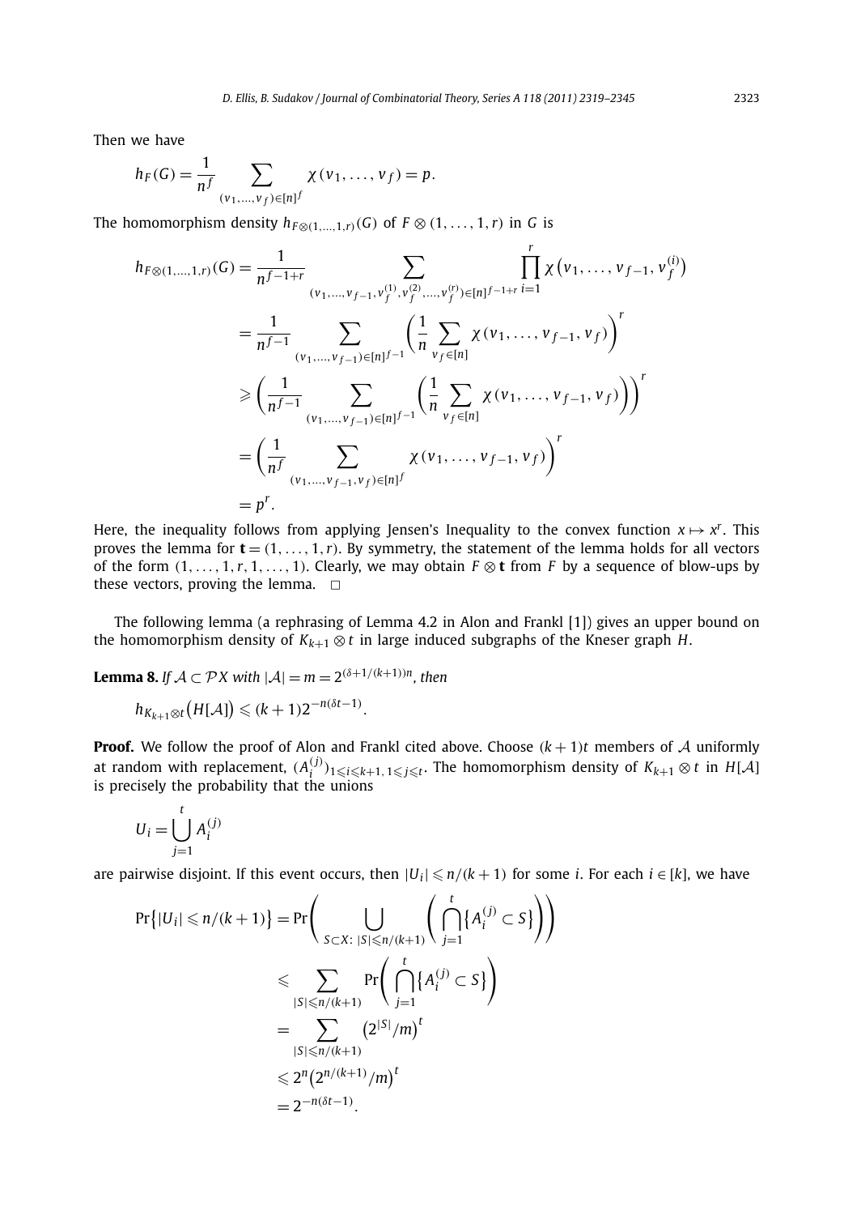Then we have

$$h_F(G) = \frac{1}{n^f} \sum_{(v_1,\dots,v_f)\in[n]^f} \chi(v_1,\dots,v_f) = p.$$

The homomorphism density $h_{F\otimes(1,\dots,1,r)}(G)$ of $F \otimes (1,\dots,1,r)$ in $G$ is

$$\begin{aligned}
h_{F\otimes(1,\dots,1,r)}(G) &= \frac{1}{n^{f-1+r}} \sum_{(v_1,\dots,v_{f-1},v_f^{(1)},v_f^{(2)},\dots,v_f^{(r)})\in[n]^{f-1+r}} \prod_{i=1}^{r} \chi\big(v_1,\dots,v_{f-1},v_f^{(i)}\big) \\
&= \frac{1}{n^{f-1}} \sum_{(v_1,\dots,v_{f-1})\in[n]^{f-1}} \left(\frac{1}{n}\sum_{v_f\in[n]} \chi(v_1,\dots,v_{f-1},v_f)\right)^r \\
&\geqslant \left(\frac{1}{n^{f-1}} \sum_{(v_1,\dots,v_{f-1})\in[n]^{f-1}} \left(\frac{1}{n}\sum_{v_f\in[n]} \chi(v_1,\dots,v_{f-1},v_f)\right)\right)^r \\
&= \left(\frac{1}{n^{f}} \sum_{(v_1,\dots,v_{f-1},v_f)\in[n]^{f}} \chi(v_1,\dots,v_{f-1},v_f)\right)^r \\
&= p^r.
\end{aligned}$$

Here, the inequality follows from applying Jensen's Inequality to the convex function $x \mapsto x^r$. This proves the lemma for $\mathbf{t} = (1,\dots,1,r)$. By symmetry, the statement of the lemma holds for all vectors of the form $(1,\dots,1,r,1,\dots,1)$. Clearly, we may obtain $F \otimes \mathbf{t}$ from $F$ by a sequence of blow-ups by these vectors, proving the lemma. $\square$

The following lemma (a rephrasing of Lemma 4.2 in Alon and Frankl [1]) gives an upper bound on the homomorphism density of $K_{k+1} \otimes t$ in large induced subgraphs of the Kneser graph $H$.

**Lemma 8.** *If $\mathcal{A} \subset \mathcal{P}X$ with $|\mathcal{A}| = m = 2^{(\delta+1/(k+1))n}$, then*

$$h_{K_{k+1}\otimes t}\big(H[\mathcal{A}]\big) \leqslant (k+1)2^{-n(\delta t-1)}.$$

**Proof.** We follow the proof of Alon and Frankl cited above. Choose $(k+1)t$ members of $\mathcal{A}$ uniformly at random with replacement, $(A_i^{(j)})_{1\leqslant i\leqslant k+1,\,1\leqslant j\leqslant t}$. The homomorphism density of $K_{k+1} \otimes t$ in $H[\mathcal{A}]$ is precisely the probability that the unions

$$U_i = \bigcup_{j=1}^{t} A_i^{(j)}$$

are pairwise disjoint. If this event occurs, then $|U_i| \leqslant n/(k+1)$ for some $i$. For each $i \in [k]$, we have

$$\begin{aligned}
\Pr\big\{|U_i| \leqslant n/(k+1)\big\} &= \Pr\left(\bigcup_{S\subset X:\ |S|\leqslant n/(k+1)} \left(\bigcap_{j=1}^{t}\big\{A_i^{(j)} \subset S\big\}\right)\right) \\
&\leqslant \sum_{|S|\leqslant n/(k+1)} \Pr\left(\bigcap_{j=1}^{t}\big\{A_i^{(j)} \subset S\big\}\right) \\
&= \sum_{|S|\leqslant n/(k+1)} \big(2^{|S|}/m\big)^t \\
&\leqslant 2^n\big(2^{n/(k+1)}/m\big)^t \\
&= 2^{-n(\delta t-1)}.
\end{aligned}$$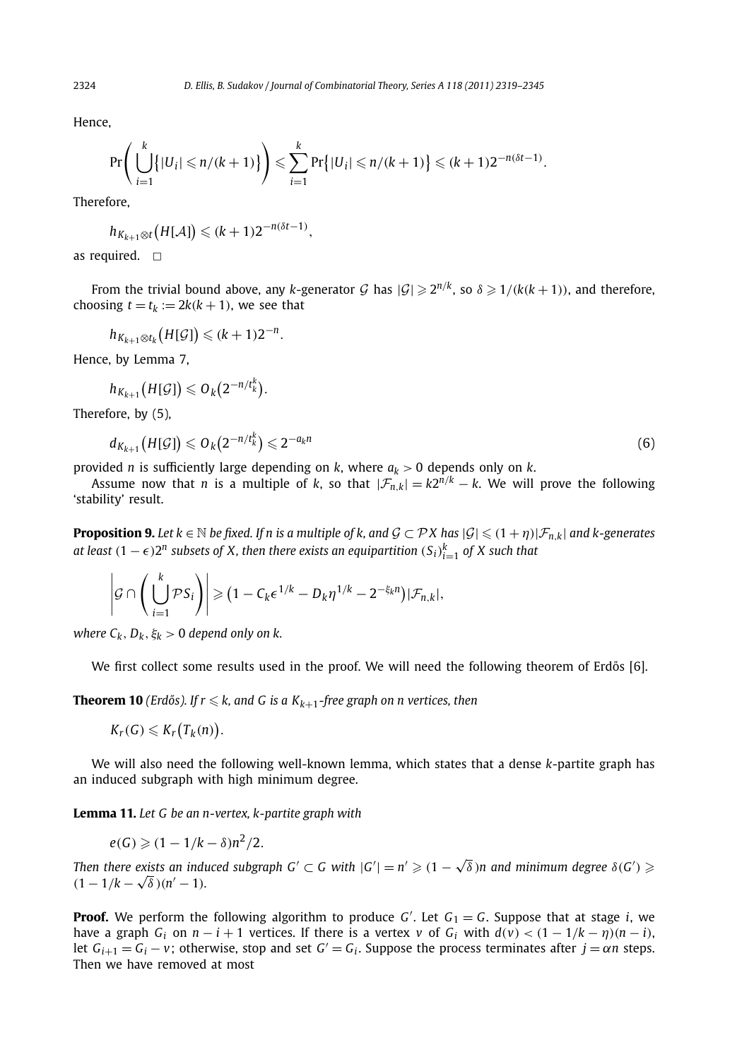Hence,

$$\Pr\left(\bigcup_{i=1}^{k}\left\{|U_i| \leqslant n/(k+1)\right\}\right) \leqslant \sum_{i=1}^{k}\Pr\left\{|U_i| \leqslant n/(k+1)\right\} \leqslant (k+1)2^{-n(\delta t-1)}.$$

Therefore,

$$h_{K_{k+1}\otimes t}\big(H[\mathcal{A}]\big) \leqslant (k+1)2^{-n(\delta t-1)},$$

as required. □

From the trivial bound above, any $k$-generator $\mathcal{G}$ has $|\mathcal{G}| \geqslant 2^{n/k}$, so $\delta \geqslant 1/(k(k+1))$, and therefore, choosing $t = t_k := 2k(k+1)$, we see that

$$h_{K_{k+1}\otimes t_k}\big(H[\mathcal{G}]\big) \leqslant (k+1)2^{-n}.$$

Hence, by Lemma 7,

$$h_{K_{k+1}}\big(H[\mathcal{G}]\big) \leqslant O_k\big(2^{-n/t_k^k}\big).$$

Therefore, by (5),

$$d_{K_{k+1}}\big(H[\mathcal{G}]\big) \leqslant O_k\big(2^{-n/t_k^k}\big) \leqslant 2^{-a_k n} \tag{6}$$

provided $n$ is sufficiently large depending on $k$, where $a_k > 0$ depends only on $k$.

Assume now that $n$ is a multiple of $k$, so that $|\mathcal{F}_{n,k}| = k2^{n/k} - k$. We will prove the following 'stability' result.

**Proposition 9.** *Let $k \in \mathbb{N}$ be fixed. If $n$ is a multiple of $k$, and $\mathcal{G} \subset \mathcal{P}X$ has $|\mathcal{G}| \leqslant (1+\eta)|\mathcal{F}_{n,k}|$ and $k$-generates at least $(1-\epsilon)2^n$ subsets of $X$, then there exists an equipartition $(S_i)_{i=1}^k$ of $X$ such that*

$$\left|\mathcal{G} \cap \left(\bigcup_{i=1}^{k}\mathcal{P}S_i\right)\right| \geqslant \big(1 - C_k\epsilon^{1/k} - D_k\eta^{1/k} - 2^{-\xi_k n}\big)|\mathcal{F}_{n,k}|,$$

*where $C_k, D_k, \xi_k > 0$ depend only on $k$.*

We first collect some results used in the proof. We will need the following theorem of Erdős [6].

**Theorem 10** *(Erdős). If $r \leqslant k$, and $G$ is a $K_{k+1}$-free graph on $n$ vertices, then*

$$K_r(G) \leqslant K_r\big(T_k(n)\big).$$

We will also need the following well-known lemma, which states that a dense $k$-partite graph has an induced subgraph with high minimum degree.

**Lemma 11.** *Let $G$ be an $n$-vertex, $k$-partite graph with*

$$e(G) \geqslant (1 - 1/k - \delta)n^2/2.$$

*Then there exists an induced subgraph $G' \subset G$ with $|G'| = n' \geqslant (1-\sqrt{\delta})n$ and minimum degree $\delta(G') \geqslant (1 - 1/k - \sqrt{\delta})(n'-1)$.*

**Proof.** We perform the following algorithm to produce $G'$. Let $G_1 = G$. Suppose that at stage $i$, we have a graph $G_i$ on $n-i+1$ vertices. If there is a vertex $v$ of $G_i$ with $d(v) < (1 - 1/k - \eta)(n-i)$, let $G_{i+1} = G_i - v$; otherwise, stop and set $G' = G_i$. Suppose the process terminates after $j = \alpha n$ steps. Then we have removed at most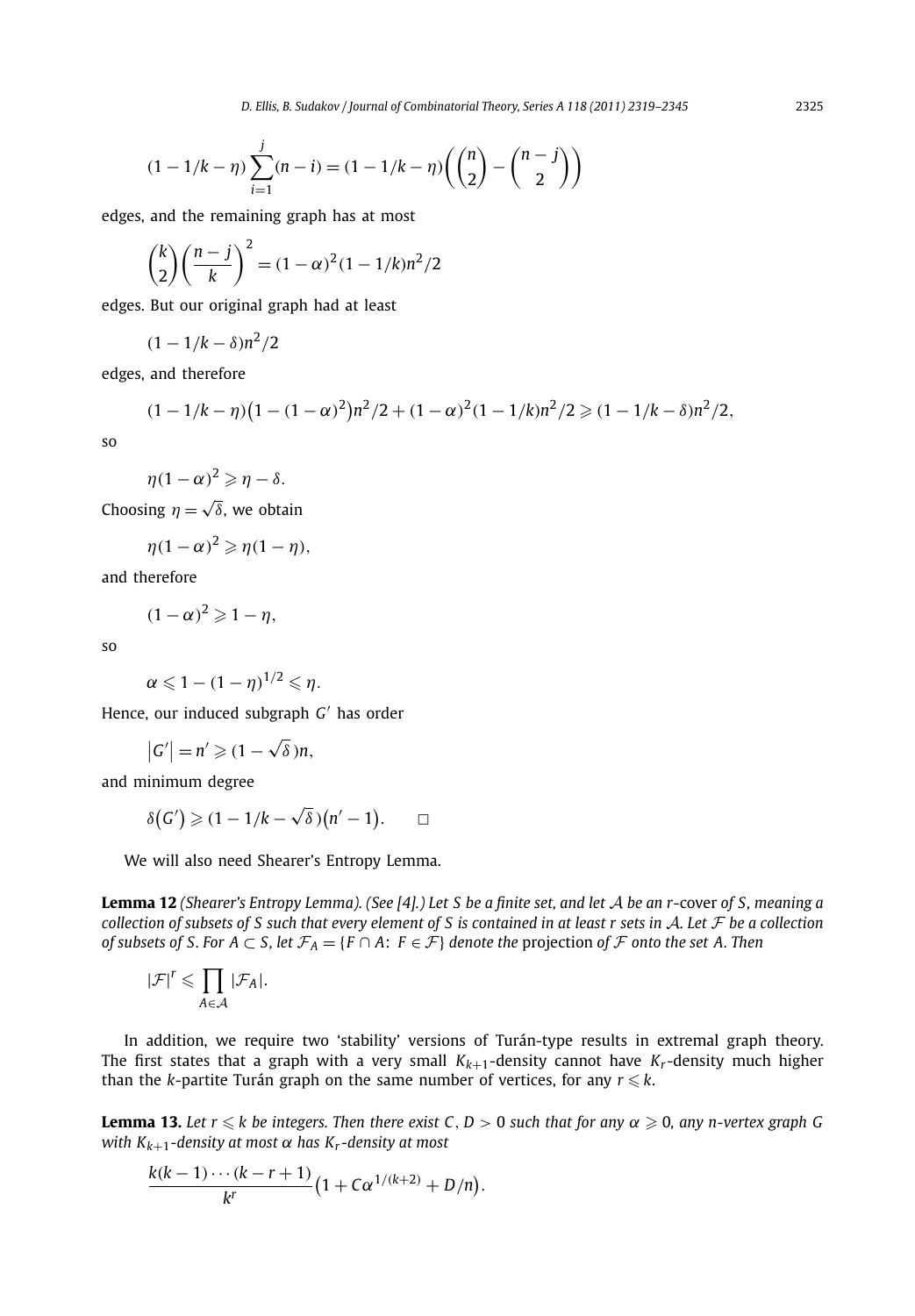$$(1-1/k-\eta)\sum_{i=1}^{j}(n-i)=(1-1/k-\eta)\left(\binom{n}{2}-\binom{n-j}{2}\right)$$

edges, and the remaining graph has at most

$$\binom{k}{2}\left(\frac{n-j}{k}\right)^2=(1-\alpha)^2(1-1/k)n^2/2$$

edges. But our original graph had at least

$$(1-1/k-\delta)n^2/2$$

edges, and therefore

$$(1-1/k-\eta)\left(1-(1-\alpha)^2\right)n^2/2+(1-\alpha)^2(1-1/k)n^2/2 \geqslant (1-1/k-\delta)n^2/2,$$

so

$$\eta(1-\alpha)^2 \geqslant \eta-\delta.$$

Choosing $\eta=\sqrt{\delta}$, we obtain

$$\eta(1-\alpha)^2 \geqslant \eta(1-\eta),$$

and therefore

$$(1-\alpha)^2 \geqslant 1-\eta,$$

so

$$\alpha \leqslant 1-(1-\eta)^{1/2} \leqslant \eta.$$

Hence, our induced subgraph $G'$ has order

$$|G'|=n' \geqslant (1-\sqrt{\delta})n,$$

and minimum degree

$$\delta(G') \geqslant (1-1/k-\sqrt{\delta})(n'-1). \qquad \square$$

We will also need Shearer's Entropy Lemma.

**Lemma 12** *(Shearer's Entropy Lemma). (See [4].) Let $S$ be a finite set, and let $\mathcal{A}$ be an $r$-*cover *of $S$, meaning a collection of subsets of $S$ such that every element of $S$ is contained in at least $r$ sets in $\mathcal{A}$. Let $\mathcal{F}$ be a collection of subsets of $S$. For $A \subset S$, let $\mathcal{F}_A=\{F \cap A\colon F \in \mathcal{F}\}$ denote the* projection *of $\mathcal{F}$ onto the set $A$. Then*

$$|\mathcal{F}|^r \leqslant \prod_{A \in \mathcal{A}} |\mathcal{F}_A|.$$

In addition, we require two 'stability' versions of Turán-type results in extremal graph theory. The first states that a graph with a very small $K_{k+1}$-density cannot have $K_r$-density much higher than the $k$-partite Turán graph on the same number of vertices, for any $r \leqslant k$.

**Lemma 13.** *Let $r \leqslant k$ be integers. Then there exist $C, D>0$ such that for any $\alpha \geqslant 0$, any $n$-vertex graph $G$ with $K_{k+1}$-density at most $\alpha$ has $K_r$-density at most*

$$\frac{k(k-1)\cdots(k-r+1)}{k^r}\left(1+C\alpha^{1/(k+2)}+D/n\right).$$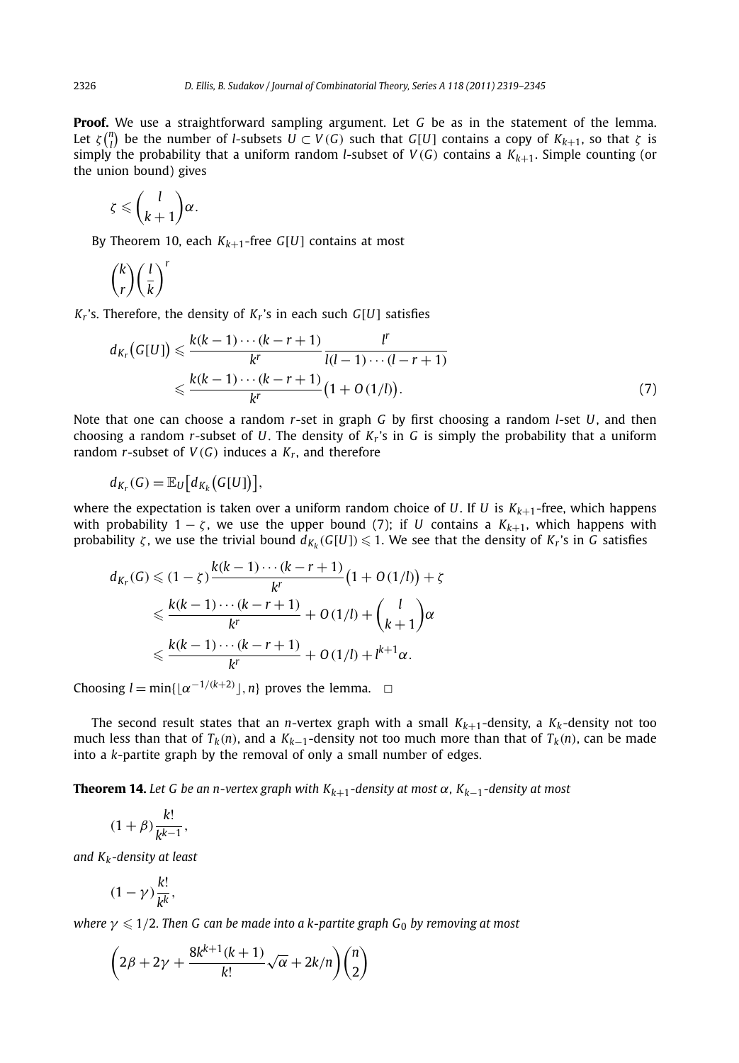**Proof.** We use a straightforward sampling argument. Let $G$ be as in the statement of the lemma. Let $\zeta\binom{n}{l}$ be the number of $l$-subsets $U \subset V(G)$ such that $G[U]$ contains a copy of $K_{k+1}$, so that $\zeta$ is simply the probability that a uniform random $l$-subset of $V(G)$ contains a $K_{k+1}$. Simple counting (or the union bound) gives

$$\zeta \leqslant \binom{l}{k+1}\alpha.$$

By Theorem 10, each $K_{k+1}$-free $G[U]$ contains at most

$$\binom{k}{r}\left(\frac{l}{k}\right)^r$$

$K_r$'s. Therefore, the density of $K_r$'s in each such $G[U]$ satisfies

$$\begin{aligned}
d_{K_r}\big(G[U]\big) &\leqslant \frac{k(k-1)\cdots(k-r+1)}{k^r}\frac{l^r}{l(l-1)\cdots(l-r+1)} \\
&\leqslant \frac{k(k-1)\cdots(k-r+1)}{k^r}\big(1+O(1/l)\big). \qquad (7)
\end{aligned}$$

Note that one can choose a random $r$-set in graph $G$ by first choosing a random $l$-set $U$, and then choosing a random $r$-subset of $U$. The density of $K_r$'s in $G$ is simply the probability that a uniform random $r$-subset of $V(G)$ induces a $K_r$, and therefore

$$d_{K_r}(G) = \mathbb{E}_U\big[d_{K_k}\big(G[U]\big)\big],$$

where the expectation is taken over a uniform random choice of $U$. If $U$ is $K_{k+1}$-free, which happens with probability $1-\zeta$, we use the upper bound (7); if $U$ contains a $K_{k+1}$, which happens with probability $\zeta$, we use the trivial bound $d_{K_k}(G[U]) \leqslant 1$. We see that the density of $K_r$'s in $G$ satisfies

$$\begin{aligned}
d_{K_r}(G) &\leqslant (1-\zeta)\frac{k(k-1)\cdots(k-r+1)}{k^r}\big(1+O(1/l)\big)+\zeta \\
&\leqslant \frac{k(k-1)\cdots(k-r+1)}{k^r} + O(1/l) + \binom{l}{k+1}\alpha \\
&\leqslant \frac{k(k-1)\cdots(k-r+1)}{k^r} + O(1/l) + l^{k+1}\alpha.
\end{aligned}$$

Choosing $l = \min\{\lfloor \alpha^{-1/(k+2)}\rfloor, n\}$ proves the lemma. $\square$

The second result states that an $n$-vertex graph with a small $K_{k+1}$-density, a $K_k$-density not too much less than that of $T_k(n)$, and a $K_{k-1}$-density not too much more than that of $T_k(n)$, can be made into a $k$-partite graph by the removal of only a small number of edges.

**Theorem 14.** *Let $G$ be an $n$-vertex graph with $K_{k+1}$-density at most $\alpha$, $K_{k-1}$-density at most*

$$(1+\beta)\frac{k!}{k^{k-1}},$$

*and $K_k$-density at least*

$$(1-\gamma)\frac{k!}{k^k},$$

*where $\gamma \leqslant 1/2$. Then $G$ can be made into a $k$-partite graph $G_0$ by removing at most*

$$\left(2\beta + 2\gamma + \frac{8k^{k+1}(k+1)}{k!}\sqrt{\alpha} + 2k/n\right)\binom{n}{2}$$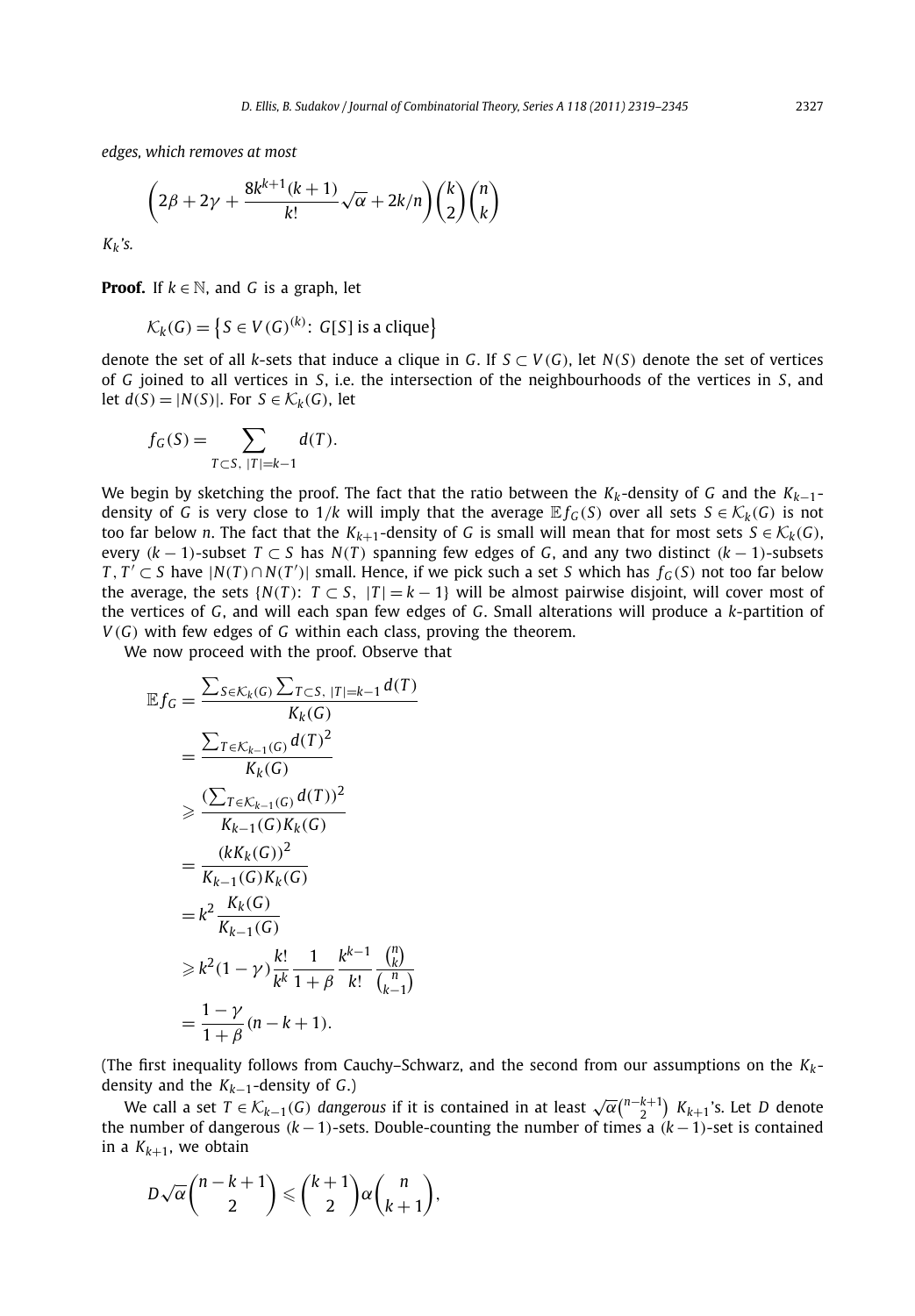*edges, which removes at most*

$$\left(2\beta + 2\gamma + \frac{8k^{k+1}(k+1)}{k!}\sqrt{\alpha} + 2k/n\right)\binom{k}{2}\binom{n}{k}$$

*$K_k$'s.*

**Proof.** If $k \in \mathbb{N}$, and $G$ is a graph, let

$$\mathcal{K}_k(G) = \left\{S \in V(G)^{(k)}\colon G[S] \text{ is a clique}\right\}$$

denote the set of all $k$-sets that induce a clique in $G$. If $S \subset V(G)$, let $N(S)$ denote the set of vertices of $G$ joined to all vertices in $S$, i.e. the intersection of the neighbourhoods of the vertices in $S$, and let $d(S) = |N(S)|$. For $S \in \mathcal{K}_k(G)$, let

$$f_G(S) = \sum_{T \subset S,\ |T|=k-1} d(T).$$

We begin by sketching the proof. The fact that the ratio between the $K_k$-density of $G$ and the $K_{k-1}$-density of $G$ is very close to $1/k$ will imply that the average $\mathbb{E} f_G(S)$ over all sets $S \in \mathcal{K}_k(G)$ is not too far below $n$. The fact that the $K_{k+1}$-density of $G$ is small will mean that for most sets $S \in \mathcal{K}_k(G)$, every $(k-1)$-subset $T \subset S$ has $N(T)$ spanning few edges of $G$, and any two distinct $(k-1)$-subsets $T, T' \subset S$ have $|N(T) \cap N(T')|$ small. Hence, if we pick such a set $S$ which has $f_G(S)$ not too far below the average, the sets $\{N(T)\colon T \subset S,\ |T| = k-1\}$ will be almost pairwise disjoint, will cover most of the vertices of $G$, and will each span few edges of $G$. Small alterations will produce a $k$-partition of $V(G)$ with few edges of $G$ within each class, proving the theorem.

We now proceed with the proof. Observe that

$$\begin{aligned}
\mathbb{E} f_G &= \frac{\sum_{S \in \mathcal{K}_k(G)} \sum_{T \subset S,\ |T|=k-1} d(T)}{K_k(G)} \\
&= \frac{\sum_{T \in \mathcal{K}_{k-1}(G)} d(T)^2}{K_k(G)} \\
&\geqslant \frac{(\sum_{T \in \mathcal{K}_{k-1}(G)} d(T))^2}{K_{k-1}(G) K_k(G)} \\
&= \frac{(k K_k(G))^2}{K_{k-1}(G) K_k(G)} \\
&= k^2 \frac{K_k(G)}{K_{k-1}(G)} \\
&\geqslant k^2 (1-\gamma) \frac{k!}{k^k} \frac{1}{1+\beta} \frac{k^{k-1}}{k!} \frac{\binom{n}{k}}{\binom{n}{k-1}} \\
&= \frac{1-\gamma}{1+\beta}(n-k+1).
\end{aligned}$$

(The first inequality follows from Cauchy–Schwarz, and the second from our assumptions on the $K_k$-density and the $K_{k-1}$-density of $G$.)

We call a set $T \in \mathcal{K}_{k-1}(G)$ *dangerous* if it is contained in at least $\sqrt{\alpha}\binom{n-k+1}{2}$ $K_{k+1}$'s. Let $D$ denote the number of dangerous $(k-1)$-sets. Double-counting the number of times a $(k-1)$-set is contained in a $K_{k+1}$, we obtain

$$D\sqrt{\alpha}\binom{n-k+1}{2} \leqslant \binom{k+1}{2} \alpha \binom{n}{k+1},$$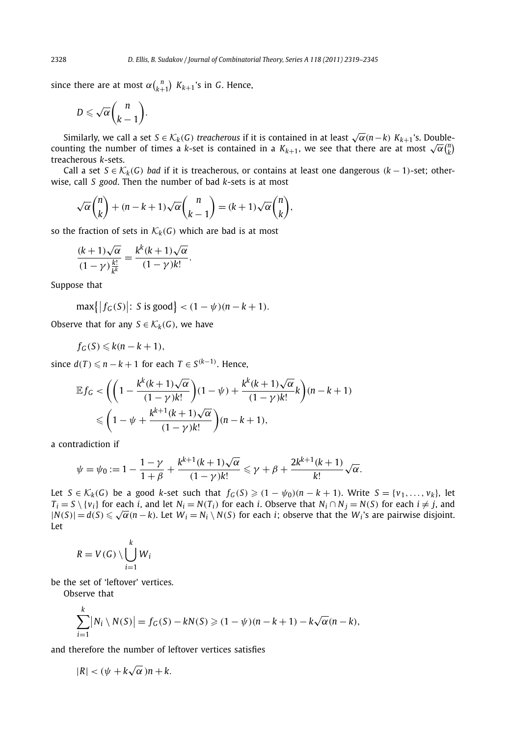since there are at most $\alpha\binom{n}{k+1}$ $K_{k+1}$'s in $G$. Hence,

$$D \leqslant \sqrt{\alpha}\binom{n}{k-1}.$$

Similarly, we call a set $S \in \mathcal{K}_k(G)$ *treacherous* if it is contained in at least $\sqrt{\alpha}(n-k)$ $K_{k+1}$'s. Double-counting the number of times a $k$-set is contained in a $K_{k+1}$, we see that there are at most $\sqrt{\alpha}\binom{n}{k}$ treacherous $k$-sets.

Call a set $S \in \mathcal{K}_k(G)$ *bad* if it is treacherous, or contains at least one dangerous $(k-1)$-set; otherwise, call $S$ *good*. Then the number of bad $k$-sets is at most

$$\sqrt{\alpha}\binom{n}{k} + (n-k+1)\sqrt{\alpha}\binom{n}{k-1} = (k+1)\sqrt{\alpha}\binom{n}{k},$$

so the fraction of sets in $\mathcal{K}_k(G)$ which are bad is at most

$$\frac{(k+1)\sqrt{\alpha}}{(1-\gamma)\frac{k!}{k^k}} = \frac{k^k(k+1)\sqrt{\alpha}}{(1-\gamma)k!}.$$

Suppose that

$$\max\{|f_G(S)|: S \text{ is good}\} < (1-\psi)(n-k+1).$$

Observe that for any $S \in \mathcal{K}_k(G)$, we have

$$f_G(S) \leqslant k(n-k+1),$$

since $d(T) \leqslant n-k+1$ for each $T \in S^{(k-1)}$. Hence,

$$\begin{aligned}
\mathbb{E} f_G &< \left(\left(1 - \frac{k^k(k+1)\sqrt{\alpha}}{(1-\gamma)k!}\right)(1-\psi) + \frac{k^k(k+1)\sqrt{\alpha}}{(1-\gamma)k!}k\right)(n-k+1) \\
&\leqslant \left(1 - \psi + \frac{k^{k+1}(k+1)\sqrt{\alpha}}{(1-\gamma)k!}\right)(n-k+1),
\end{aligned}$$

a contradiction if

$$\psi = \psi_0 := 1 - \frac{1-\gamma}{1+\beta} + \frac{k^{k+1}(k+1)\sqrt{\alpha}}{(1-\gamma)k!} \leqslant \gamma + \beta + \frac{2k^{k+1}(k+1)}{k!}\sqrt{\alpha}.$$

Let $S \in \mathcal{K}_k(G)$ be a good $k$-set such that $f_G(S) \geqslant (1-\psi_0)(n-k+1)$. Write $S = \{v_1, \ldots, v_k\}$, let $T_i = S \setminus \{v_i\}$ for each $i$, and let $N_i = N(T_i)$ for each $i$. Observe that $N_i \cap N_j = N(S)$ for each $i \neq j$, and $|N(S)| = d(S) \leqslant \sqrt{\alpha}(n-k)$. Let $W_i = N_i \setminus N(S)$ for each $i$; observe that the $W_i$'s are pairwise disjoint. Let

$$R = V(G) \setminus \bigcup_{i=1}^{k} W_i$$

be the set of 'leftover' vertices.

Observe that

$$\sum_{i=1}^{k} |N_i \setminus N(S)| = f_G(S) - kN(S) \geqslant (1-\psi)(n-k+1) - k\sqrt{\alpha}(n-k),$$

and therefore the number of leftover vertices satisfies

$$|R| < (\psi + k\sqrt{\alpha})n + k.$$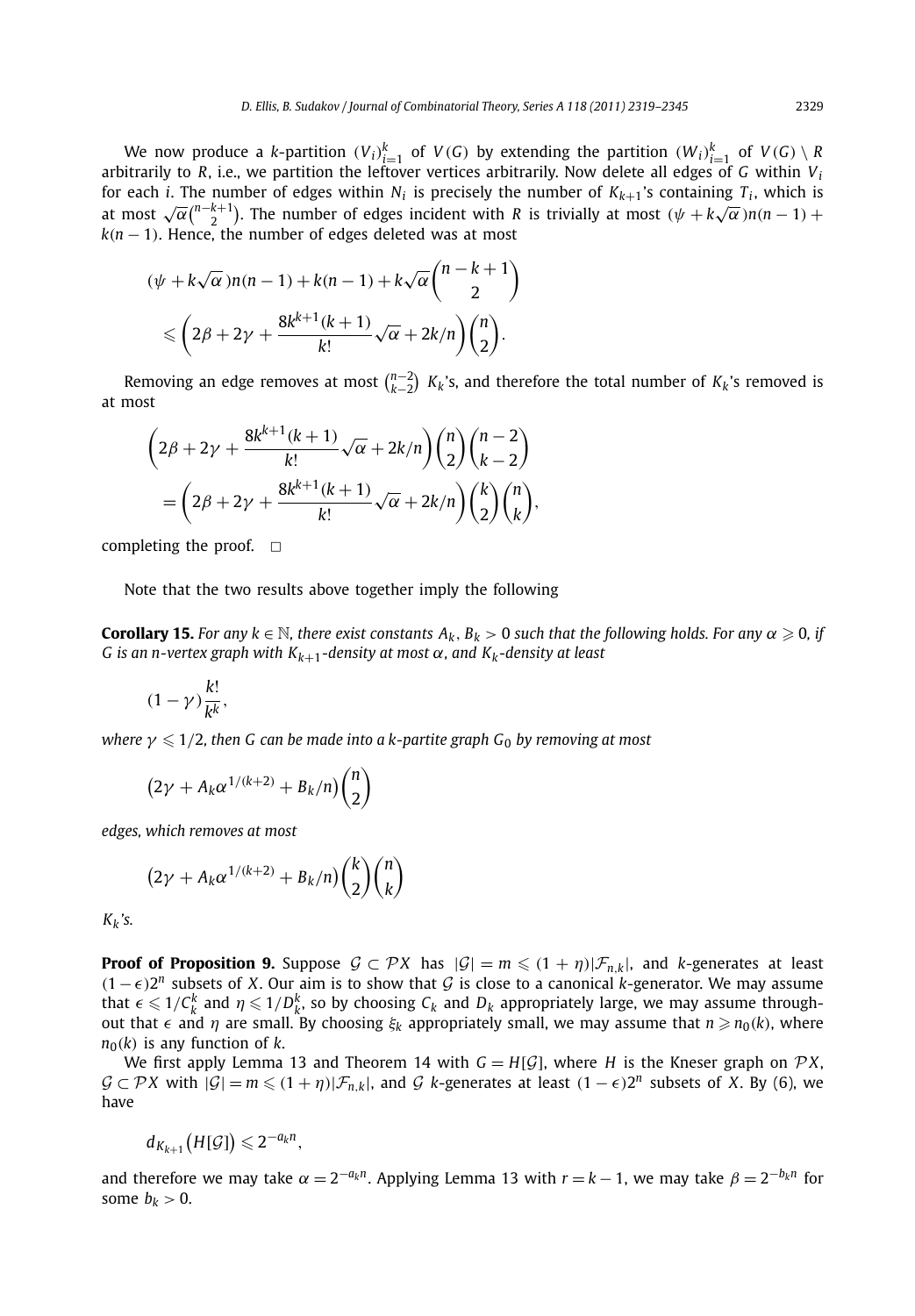We now produce a $k$-partition $(V_i)_{i=1}^k$ of $V(G)$ by extending the partition $(W_i)_{i=1}^k$ of $V(G) \setminus R$ arbitrarily to $R$, i.e., we partition the leftover vertices arbitrarily. Now delete all edges of $G$ within $V_i$ for each $i$. The number of edges within $N_i$ is precisely the number of $K_{k+1}$'s containing $T_i$, which is at most $\sqrt{\alpha}\binom{n-k+1}{2}$. The number of edges incident with $R$ is trivially at most $(\psi + k\sqrt{\alpha})n(n-1) + k(n-1)$. Hence, the number of edges deleted was at most

$$(\psi + k\sqrt{\alpha})n(n-1) + k(n-1) + k\sqrt{\alpha}\binom{n-k+1}{2}$$
$$\leqslant \left(2\beta + 2\gamma + \frac{8k^{k+1}(k+1)}{k!}\sqrt{\alpha} + 2k/n\right)\binom{n}{2}.$$

Removing an edge removes at most $\binom{n-2}{k-2}$ $K_k$'s, and therefore the total number of $K_k$'s removed is at most

$$\left(2\beta + 2\gamma + \frac{8k^{k+1}(k+1)}{k!}\sqrt{\alpha} + 2k/n\right)\binom{n}{2}\binom{n-2}{k-2}$$
$$= \left(2\beta + 2\gamma + \frac{8k^{k+1}(k+1)}{k!}\sqrt{\alpha} + 2k/n\right)\binom{k}{2}\binom{n}{k},$$

completing the proof. $\square$

Note that the two results above together imply the following

**Corollary 15.** *For any $k \in \mathbb{N}$, there exist constants $A_k, B_k > 0$ such that the following holds. For any $\alpha \geqslant 0$, if $G$ is an $n$-vertex graph with $K_{k+1}$-density at most $\alpha$, and $K_k$-density at least*

$$(1-\gamma)\frac{k!}{k^k},$$

*where $\gamma \leqslant 1/2$, then $G$ can be made into a $k$-partite graph $G_0$ by removing at most*

$$\left(2\gamma + A_k \alpha^{1/(k+2)} + B_k/n\right)\binom{n}{2}$$

*edges, which removes at most*

$$\left(2\gamma + A_k \alpha^{1/(k+2)} + B_k/n\right)\binom{k}{2}\binom{n}{k}$$

*$K_k$'s.*

**Proof of Proposition 9.** Suppose $\mathcal{G} \subset \mathcal{P}X$ has $|\mathcal{G}| = m \leqslant (1+\eta)|\mathcal{F}_{n,k}|$, and $k$-generates at least $(1-\epsilon)2^n$ subsets of $X$. Our aim is to show that $\mathcal{G}$ is close to a canonical $k$-generator. We may assume that $\epsilon \leqslant 1/C_k^k$ and $\eta \leqslant 1/D_k^k$, so by choosing $C_k$ and $D_k$ appropriately large, we may assume throughout that $\epsilon$ and $\eta$ are small. By choosing $\xi_k$ appropriately small, we may assume that $n \geqslant n_0(k)$, where $n_0(k)$ is any function of $k$.

We first apply Lemma 13 and Theorem 14 with $G = H[\mathcal{G}]$, where $H$ is the Kneser graph on $\mathcal{P}X$, $\mathcal{G} \subset \mathcal{P}X$ with $|\mathcal{G}| = m \leqslant (1+\eta)|\mathcal{F}_{n,k}|$, and $\mathcal{G}$ $k$-generates at least $(1-\epsilon)2^n$ subsets of $X$. By (6), we have

$$d_{K_{k+1}}\big(H[\mathcal{G}]\big) \leqslant 2^{-a_k n},$$

and therefore we may take $\alpha = 2^{-a_k n}$. Applying Lemma 13 with $r = k-1$, we may take $\beta = 2^{-b_k n}$ for some $b_k > 0$.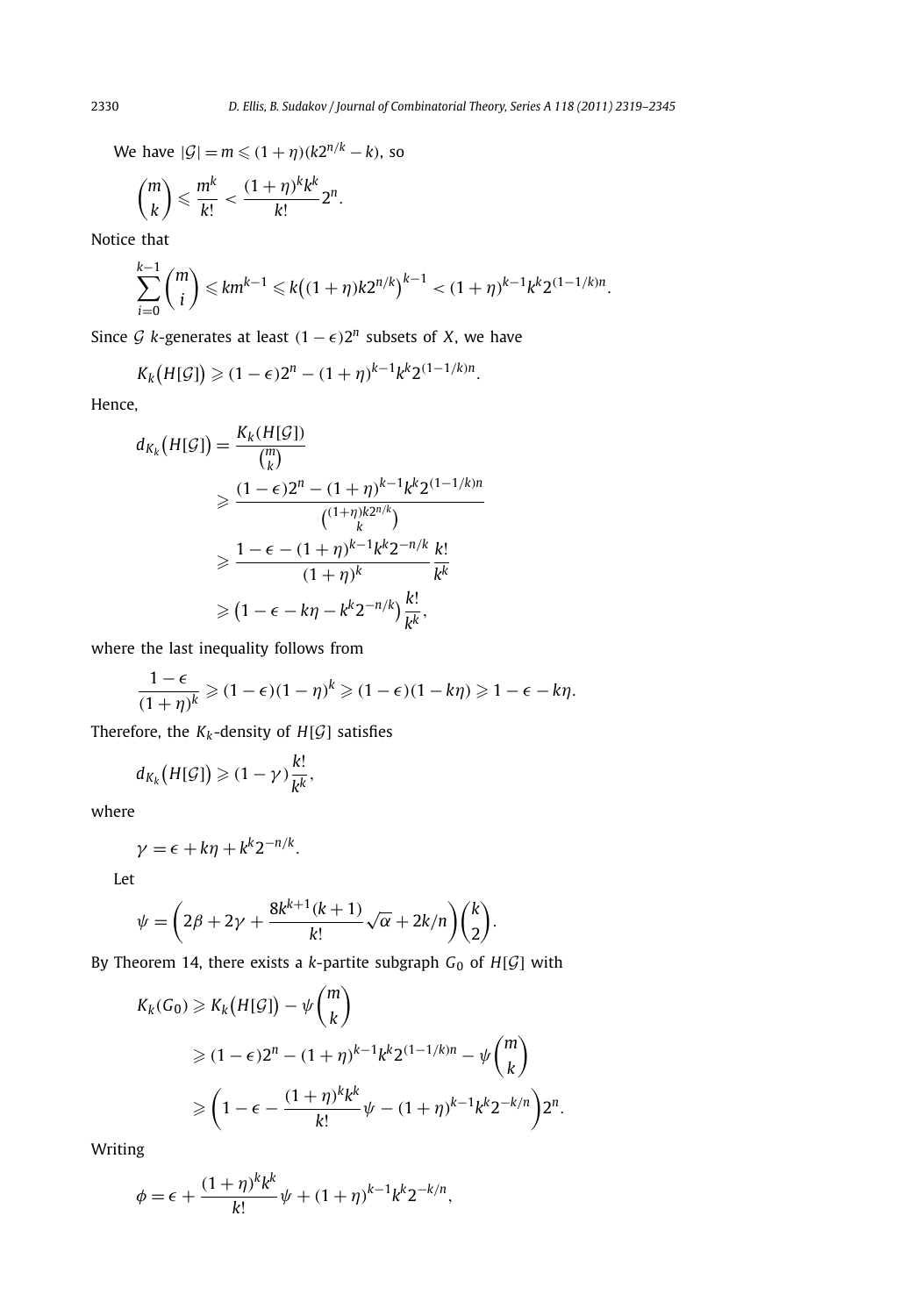We have $|\mathcal{G}| = m \leqslant (1+\eta)(k2^{n/k} - k)$, so

$$\binom{m}{k} \leqslant \frac{m^k}{k!} < \frac{(1+\eta)^k k^k}{k!} 2^n.$$

Notice that

$$\sum_{i=0}^{k-1} \binom{m}{i} \leqslant km^{k-1} \leqslant k\big((1+\eta)k2^{n/k}\big)^{k-1} < (1+\eta)^{k-1} k^k 2^{(1-1/k)n}.$$

Since $\mathcal{G}$ $k$-generates at least $(1-\epsilon)2^n$ subsets of $X$, we have

$$K_k\big(H[\mathcal{G}]\big) \geqslant (1-\epsilon)2^n - (1+\eta)^{k-1} k^k 2^{(1-1/k)n}.$$

Hence,

$$\begin{aligned}
d_{K_k}\big(H[\mathcal{G}]\big) &= \frac{K_k(H[\mathcal{G}])}{\binom{m}{k}} \\
&\geqslant \frac{(1-\epsilon)2^n - (1+\eta)^{k-1} k^k 2^{(1-1/k)n}}{\binom{(1+\eta)k2^{n/k}}{k}} \\
&\geqslant \frac{1-\epsilon-(1+\eta)^{k-1}k^k 2^{-n/k}}{(1+\eta)^k} \frac{k!}{k^k} \\
&\geqslant \big(1-\epsilon-k\eta-k^k 2^{-n/k}\big)\frac{k!}{k^k},
\end{aligned}$$

where the last inequality follows from

$$\frac{1-\epsilon}{(1+\eta)^k} \geqslant (1-\epsilon)(1-\eta)^k \geqslant (1-\epsilon)(1-k\eta) \geqslant 1-\epsilon-k\eta.$$

Therefore, the $K_k$-density of $H[\mathcal{G}]$ satisfies

$$d_{K_k}\big(H[\mathcal{G}]\big) \geqslant (1-\gamma)\frac{k!}{k^k},$$

where

$$\gamma = \epsilon + k\eta + k^k 2^{-n/k}.$$

Let

$$\psi = \left(2\beta + 2\gamma + \frac{8k^{k+1}(k+1)}{k!}\sqrt{\alpha} + 2k/n\right)\binom{k}{2}.$$

By Theorem 14, there exists a $k$-partite subgraph $G_0$ of $H[\mathcal{G}]$ with

$$\begin{aligned}
K_k(G_0) &\geqslant K_k\big(H[\mathcal{G}]\big) - \psi\binom{m}{k} \\
&\geqslant (1-\epsilon)2^n - (1+\eta)^{k-1}k^k 2^{(1-1/k)n} - \psi\binom{m}{k} \\
&\geqslant \left(1-\epsilon-\frac{(1+\eta)^k k^k}{k!}\psi - (1+\eta)^{k-1}k^k 2^{-k/n}\right)2^n.
\end{aligned}$$

Writing

$$\phi = \epsilon + \frac{(1+\eta)^k k^k}{k!}\psi + (1+\eta)^{k-1}k^k 2^{-k/n},$$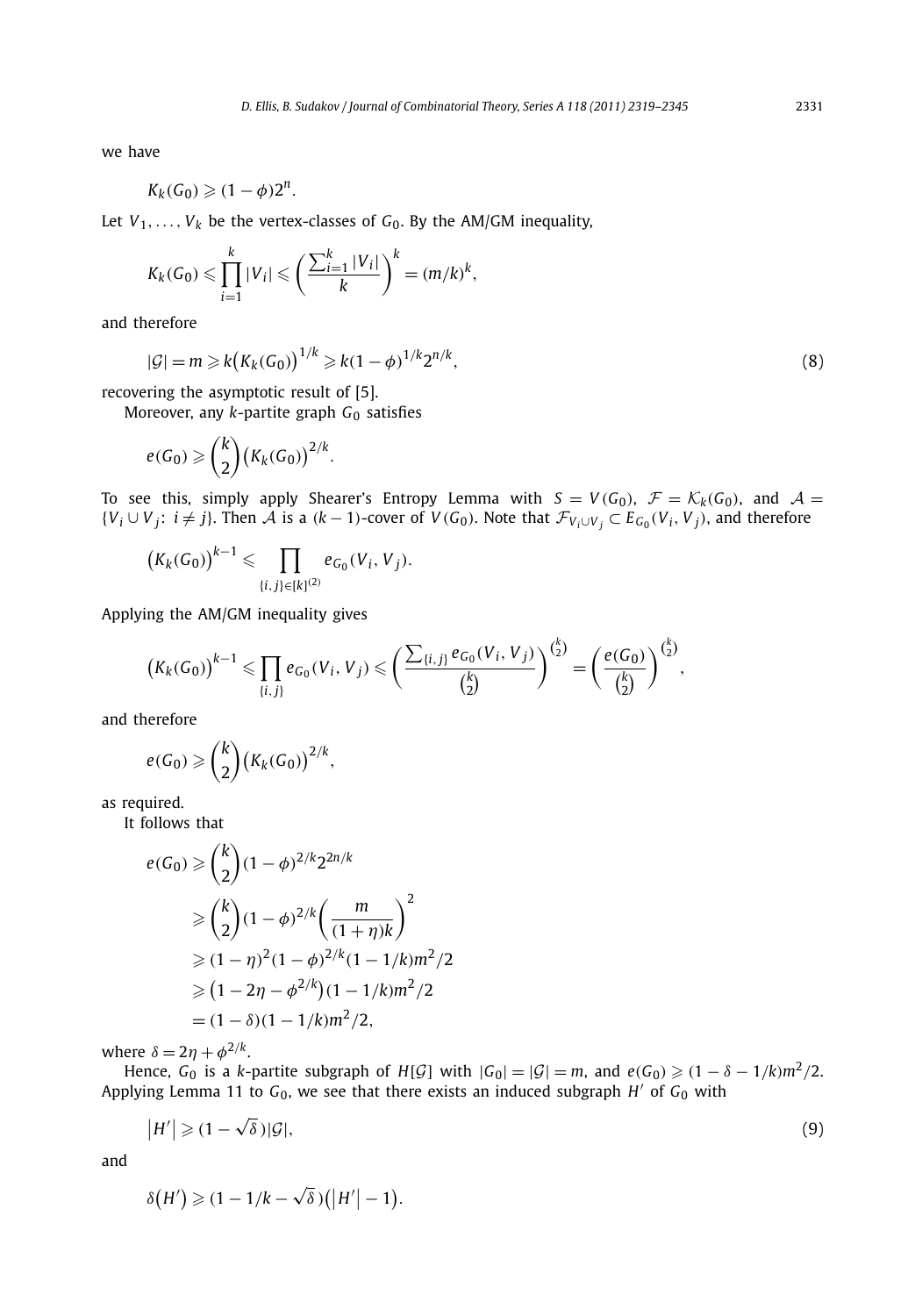we have

$$K_k(G_0) \geqslant (1-\phi)2^n.$$

Let $V_1, \ldots, V_k$ be the vertex-classes of $G_0$. By the AM/GM inequality,

$$K_k(G_0) \leqslant \prod_{i=1}^{k} |V_i| \leqslant \left(\frac{\sum_{i=1}^{k} |V_i|}{k}\right)^k = (m/k)^k,$$

and therefore

$$|\mathcal{G}| = m \geqslant k\big(K_k(G_0)\big)^{1/k} \geqslant k(1-\phi)^{1/k} 2^{n/k}, \tag{8}$$

recovering the asymptotic result of [5].

Moreover, any $k$-partite graph $G_0$ satisfies

$$e(G_0) \geqslant \binom{k}{2}\big(K_k(G_0)\big)^{2/k}.$$

To see this, simply apply Shearer's Entropy Lemma with $S = V(G_0)$, $\mathcal{F} = \mathcal{K}_k(G_0)$, and $\mathcal{A} = \{V_i \cup V_j\colon i \neq j\}$. Then $\mathcal{A}$ is a $(k-1)$-cover of $V(G_0)$. Note that $\mathcal{F}_{V_i \cup V_j} \subset E_{G_0}(V_i, V_j)$, and therefore

$$\big(K_k(G_0)\big)^{k-1} \leqslant \prod_{\{i,j\} \in [k]^{(2)}} e_{G_0}(V_i, V_j).$$

Applying the AM/GM inequality gives

$$\big(K_k(G_0)\big)^{k-1} \leqslant \prod_{\{i,j\}} e_{G_0}(V_i, V_j) \leqslant \left(\frac{\sum_{\{i,j\}} e_{G_0}(V_i, V_j)}{\binom{k}{2}}\right)^{\binom{k}{2}} = \left(\frac{e(G_0)}{\binom{k}{2}}\right)^{\binom{k}{2}},$$

and therefore

$$e(G_0) \geqslant \binom{k}{2}\big(K_k(G_0)\big)^{2/k},$$

as required.

It follows that

$$\begin{aligned}
e(G_0) &\geqslant \binom{k}{2}(1-\phi)^{2/k} 2^{2n/k} \\
&\geqslant \binom{k}{2}(1-\phi)^{2/k}\left(\frac{m}{(1+\eta)k}\right)^2 \\
&\geqslant (1-\eta)^2(1-\phi)^{2/k}(1-1/k)m^2/2 \\
&\geqslant \big(1-2\eta-\phi^{2/k}\big)(1-1/k)m^2/2 \\
&= (1-\delta)(1-1/k)m^2/2,
\end{aligned}$$

where $\delta = 2\eta + \phi^{2/k}$.

Hence, $G_0$ is a $k$-partite subgraph of $H[\mathcal{G}]$ with $|G_0| = |\mathcal{G}| = m$, and $e(G_0) \geqslant (1-\delta-1/k)m^2/2$. Applying Lemma 11 to $G_0$, we see that there exists an induced subgraph $H'$ of $G_0$ with

$$\big|H'\big| \geqslant (1-\sqrt{\delta})|\mathcal{G}|, \tag{9}$$

and

$$\delta\big(H'\big) \geqslant (1-1/k-\sqrt{\delta})\big(\big|H'\big|-1\big).$$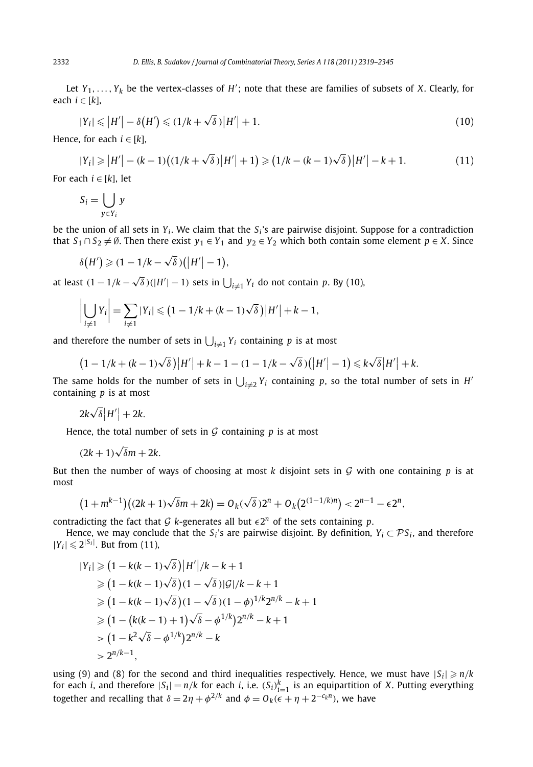Let $Y_1, \dots, Y_k$ be the vertex-classes of $H'$; note that these are families of subsets of $X$. Clearly, for each $i \in [k]$,

$$|Y_i| \leqslant |H'| - \delta(H') \leqslant (1/k + \sqrt{\delta})|H'| + 1. \tag{10}$$

Hence, for each $i \in [k]$,

$$|Y_i| \geqslant |H'| - (k-1)\big((1/k + \sqrt{\delta})|H'| + 1\big) \geqslant \big(1/k - (k-1)\sqrt{\delta}\big)|H'| - k + 1. \tag{11}$$

For each $i \in [k]$, let

$$S_i = \bigcup_{y \in Y_i} y$$

be the union of all sets in $Y_i$. We claim that the $S_i$'s are pairwise disjoint. Suppose for a contradiction that $S_1 \cap S_2 \neq \emptyset$. Then there exist $y_1 \in Y_1$ and $y_2 \in Y_2$ which both contain some element $p \in X$. Since

$$\delta(H') \geqslant (1 - 1/k - \sqrt{\delta})(|H'| - 1),$$

at least $(1 - 1/k - \sqrt{\delta})(|H'| - 1)$ sets in $\bigcup_{i \neq 1} Y_i$ do not contain $p$. By (10),

$$\left|\bigcup_{i \neq 1} Y_i\right| = \sum_{i \neq 1} |Y_i| \leqslant \big(1 - 1/k + (k-1)\sqrt{\delta}\big)|H'| + k - 1,$$

and therefore the number of sets in $\bigcup_{i \neq 1} Y_i$ containing $p$ is at most

$$\big(1 - 1/k + (k-1)\sqrt{\delta}\big)|H'| + k - 1 - (1 - 1/k - \sqrt{\delta})\big(|H'| - 1\big) \leqslant k\sqrt{\delta}|H'| + k.$$

The same holds for the number of sets in $\bigcup_{i \neq 2} Y_i$ containing $p$, so the total number of sets in $H'$ containing $p$ is at most

$$2k\sqrt{\delta}|H'| + 2k.$$

Hence, the total number of sets in $\mathcal{G}$ containing $p$ is at most

$$(2k+1)\sqrt{\delta}m + 2k.$$

But then the number of ways of choosing at most $k$ disjoint sets in $\mathcal{G}$ with one containing $p$ is at most

$$\big(1 + m^{k-1}\big)\big((2k+1)\sqrt{\delta}m + 2k\big) = O_k(\sqrt{\delta})2^n + O_k\big(2^{(1-1/k)n}\big) < 2^{n-1} - \epsilon 2^n,$$

contradicting the fact that $\mathcal{G}$ $k$-generates all but $\epsilon 2^n$ of the sets containing $p$.

Hence, we may conclude that the $S_i$'s are pairwise disjoint. By definition, $Y_i \subset \mathcal{P}S_i$, and therefore $|Y_i| \leqslant 2^{|S_i|}$. But from (11),

$$\begin{aligned}
|Y_i| &\geqslant \big(1 - k(k-1)\sqrt{\delta}\big)|H'|/k - k + 1 \\
&\geqslant \big(1 - k(k-1)\sqrt{\delta}\big)(1 - \sqrt{\delta})|\mathcal{G}|/k - k + 1 \\
&\geqslant \big(1 - k(k-1)\sqrt{\delta}\big)(1 - \sqrt{\delta})(1 - \phi)^{1/k}2^{n/k} - k + 1 \\
&\geqslant \big(1 - \big(k(k-1) + 1\big)\sqrt{\delta} - \phi^{1/k}\big)2^{n/k} - k + 1 \\
&> \big(1 - k^2\sqrt{\delta} - \phi^{1/k}\big)2^{n/k} - k \\
&> 2^{n/k-1},
\end{aligned}$$

using (9) and (8) for the second and third inequalities respectively. Hence, we must have $|S_i| \geqslant n/k$ for each $i$, and therefore $|S_i| = n/k$ for each $i$, i.e. $(S_i)_{i=1}^k$ is an equipartition of $X$. Putting everything together and recalling that $\delta = 2\eta + \phi^{2/k}$ and $\phi = O_k(\epsilon + \eta + 2^{-c_k n})$, we have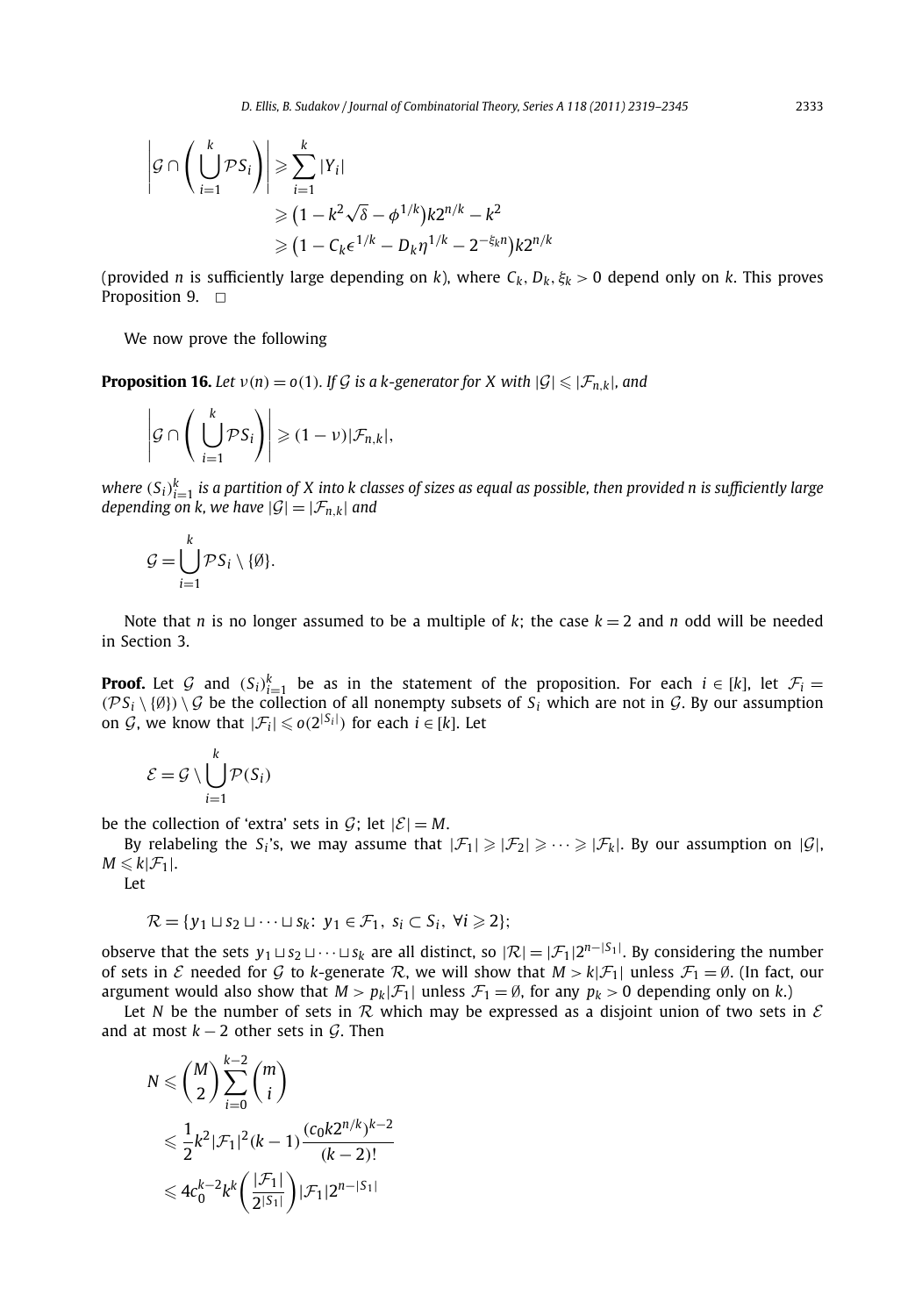$$
\begin{aligned}
\left| \mathcal{G} \cap \left( \bigcup_{i=1}^{k} \mathcal{P} S_i \right) \right| &\geqslant \sum_{i=1}^{k} |Y_i| \\
&\geqslant \left(1 - k^2\sqrt{\delta} - \phi^{1/k}\right) k 2^{n/k} - k^2 \\
&\geqslant \left(1 - C_k \epsilon^{1/k} - D_k \eta^{1/k} - 2^{-\xi_k n}\right) k 2^{n/k}
\end{aligned}
$$

(provided $n$ is sufficiently large depending on $k$), where $C_k, D_k, \xi_k > 0$ depend only on $k$. This proves Proposition 9. $\square$

We now prove the following

**Proposition 16.** *Let $\nu(n) = o(1)$. If $\mathcal{G}$ is a $k$-generator for $X$ with $|\mathcal{G}| \leqslant |\mathcal{F}_{n,k}|$, and*

$$
\left| \mathcal{G} \cap \left( \bigcup_{i=1}^{k} \mathcal{P} S_i \right) \right| \geqslant (1 - \nu) |\mathcal{F}_{n,k}|,
$$

*where $(S_i)_{i=1}^{k}$ is a partition of $X$ into $k$ classes of sizes as equal as possible, then provided $n$ is sufficiently large depending on $k$, we have $|\mathcal{G}| = |\mathcal{F}_{n,k}|$ and*

$$
\mathcal{G} = \bigcup_{i=1}^{k} \mathcal{P} S_i \setminus \{\emptyset\}.
$$

Note that $n$ is no longer assumed to be a multiple of $k$; the case $k = 2$ and $n$ odd will be needed in Section 3.

**Proof.** Let $\mathcal{G}$ and $(S_i)_{i=1}^{k}$ be as in the statement of the proposition. For each $i \in [k]$, let $\mathcal{F}_i = (\mathcal{P} S_i \setminus \{\emptyset\}) \setminus \mathcal{G}$ be the collection of all nonempty subsets of $S_i$ which are not in $\mathcal{G}$. By our assumption on $\mathcal{G}$, we know that $|\mathcal{F}_i| \leqslant o(2^{|S_i|})$ for each $i \in [k]$. Let

$$
\mathcal{E} = \mathcal{G} \setminus \bigcup_{i=1}^{k} \mathcal{P}(S_i)
$$

be the collection of 'extra' sets in $\mathcal{G}$; let $|\mathcal{E}| = M$.

By relabeling the $S_i$'s, we may assume that $|\mathcal{F}_1| \geqslant |\mathcal{F}_2| \geqslant \cdots \geqslant |\mathcal{F}_k|$. By our assumption on $|\mathcal{G}|$, $M \leqslant k|\mathcal{F}_1|$.

Let

$$
\mathcal{R} = \{y_1 \sqcup s_2 \sqcup \cdots \sqcup s_k \colon\ y_1 \in \mathcal{F}_1,\ s_i \subset S_i,\ \forall i \geqslant 2\};
$$

observe that the sets $y_1 \sqcup s_2 \sqcup \cdots \sqcup s_k$ are all distinct, so $|\mathcal{R}| = |\mathcal{F}_1| 2^{n - |S_1|}$. By considering the number of sets in $\mathcal{E}$ needed for $\mathcal{G}$ to $k$-generate $\mathcal{R}$, we will show that $M > k|\mathcal{F}_1|$ unless $\mathcal{F}_1 = \emptyset$. (In fact, our argument would also show that $M > p_k |\mathcal{F}_1|$ unless $\mathcal{F}_1 = \emptyset$, for any $p_k > 0$ depending only on $k$.)

Let $N$ be the number of sets in $\mathcal{R}$ which may be expressed as a disjoint union of two sets in $\mathcal{E}$ and at most $k - 2$ other sets in $\mathcal{G}$. Then

$$
\begin{aligned}
N &\leqslant \binom{M}{2} \sum_{i=0}^{k-2} \binom{m}{i} \\
&\leqslant \frac{1}{2} k^2 |\mathcal{F}_1|^2 (k-1) \frac{(c_0 k 2^{n/k})^{k-2}}{(k-2)!} \\
&\leqslant 4 c_0^{k-2} k^k \left( \frac{|\mathcal{F}_1|}{2^{|S_1|}} \right) |\mathcal{F}_1| 2^{n - |S_1|}
\end{aligned}
$$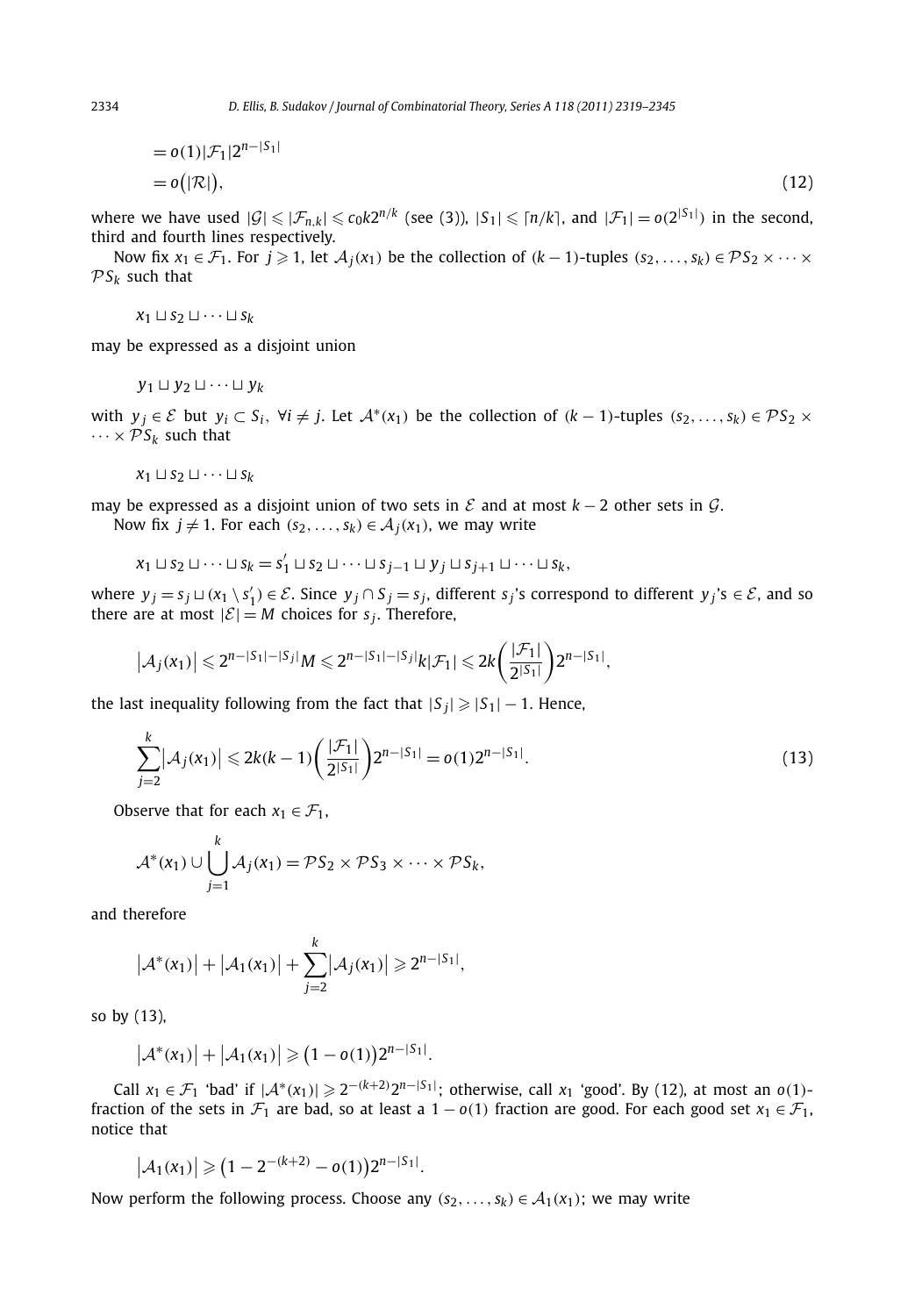$$= o(1)|\mathcal{F}_1|2^{n-|S_1|}$$
$$= o\big(|\mathcal{R}|\big), \tag{12}$$

where we have used $|\mathcal{G}| \leqslant |\mathcal{F}_{n,k}| \leqslant c_0 k 2^{n/k}$ (see (3)), $|S_1| \leqslant \lceil n/k \rceil$, and $|\mathcal{F}_1| = o(2^{|S_1|})$ in the second, third and fourth lines respectively.

Now fix $x_1 \in \mathcal{F}_1$. For $j \geqslant 1$, let $\mathcal{A}_j(x_1)$ be the collection of $(k-1)$-tuples $(s_2, \ldots, s_k) \in \mathcal{P}S_2 \times \cdots \times \mathcal{P}S_k$ such that

$$x_1 \sqcup s_2 \sqcup \cdots \sqcup s_k$$

may be expressed as a disjoint union

$$y_1 \sqcup y_2 \sqcup \cdots \sqcup y_k$$

with $y_j \in \mathcal{E}$ but $y_i \subset S_i$, $\forall i \neq j$. Let $\mathcal{A}^*(x_1)$ be the collection of $(k-1)$-tuples $(s_2, \ldots, s_k) \in \mathcal{P}S_2 \times \cdots \times \mathcal{P}S_k$ such that

$$x_1 \sqcup s_2 \sqcup \cdots \sqcup s_k$$

may be expressed as a disjoint union of two sets in $\mathcal{E}$ and at most $k-2$ other sets in $\mathcal{G}$.

Now fix $j \neq 1$. For each $(s_2, \ldots, s_k) \in \mathcal{A}_j(x_1)$, we may write

$$x_1 \sqcup s_2 \sqcup \cdots \sqcup s_k = s_1' \sqcup s_2 \sqcup \cdots \sqcup s_{j-1} \sqcup y_j \sqcup s_{j+1} \sqcup \cdots \sqcup s_k,$$

where $y_j = s_j \sqcup (x_1 \setminus s_1') \in \mathcal{E}$. Since $y_j \cap S_j = s_j$, different $s_j$'s correspond to different $y_j$'s $\in \mathcal{E}$, and so there are at most $|\mathcal{E}| = M$ choices for $s_j$. Therefore,

$$\big|\mathcal{A}_j(x_1)\big| \leqslant 2^{n-|S_1|-|S_j|}M \leqslant 2^{n-|S_1|-|S_j|}k|\mathcal{F}_1| \leqslant 2k\left(\frac{|\mathcal{F}_1|}{2^{|S_1|}}\right)2^{n-|S_1|},$$

the last inequality following from the fact that $|S_j| \geqslant |S_1| - 1$. Hence,

$$\sum_{j=2}^{k}\big|\mathcal{A}_j(x_1)\big| \leqslant 2k(k-1)\left(\frac{|\mathcal{F}_1|}{2^{|S_1|}}\right)2^{n-|S_1|} = o(1)2^{n-|S_1|}. \tag{13}$$

Observe that for each $x_1 \in \mathcal{F}_1$,

$$\mathcal{A}^*(x_1) \cup \bigcup_{j=1}^{k}\mathcal{A}_j(x_1) = \mathcal{P}S_2 \times \mathcal{P}S_3 \times \cdots \times \mathcal{P}S_k,$$

and therefore

$$\big|\mathcal{A}^*(x_1)\big| + \big|\mathcal{A}_1(x_1)\big| + \sum_{j=2}^{k}\big|\mathcal{A}_j(x_1)\big| \geqslant 2^{n-|S_1|},$$

so by (13),

$$\big|\mathcal{A}^*(x_1)\big| + \big|\mathcal{A}_1(x_1)\big| \geqslant \big(1 - o(1)\big)2^{n-|S_1|}.$$

Call $x_1 \in \mathcal{F}_1$ 'bad' if $|\mathcal{A}^*(x_1)| \geqslant 2^{-(k+2)}2^{n-|S_1|}$; otherwise, call $x_1$ 'good'. By (12), at most an $o(1)$-fraction of the sets in $\mathcal{F}_1$ are bad, so at least a $1 - o(1)$ fraction are good. For each good set $x_1 \in \mathcal{F}_1$, notice that

$$\big|\mathcal{A}_1(x_1)\big| \geqslant \big(1 - 2^{-(k+2)} - o(1)\big)2^{n-|S_1|}.$$

Now perform the following process. Choose any $(s_2, \ldots, s_k) \in \mathcal{A}_1(x_1)$; we may write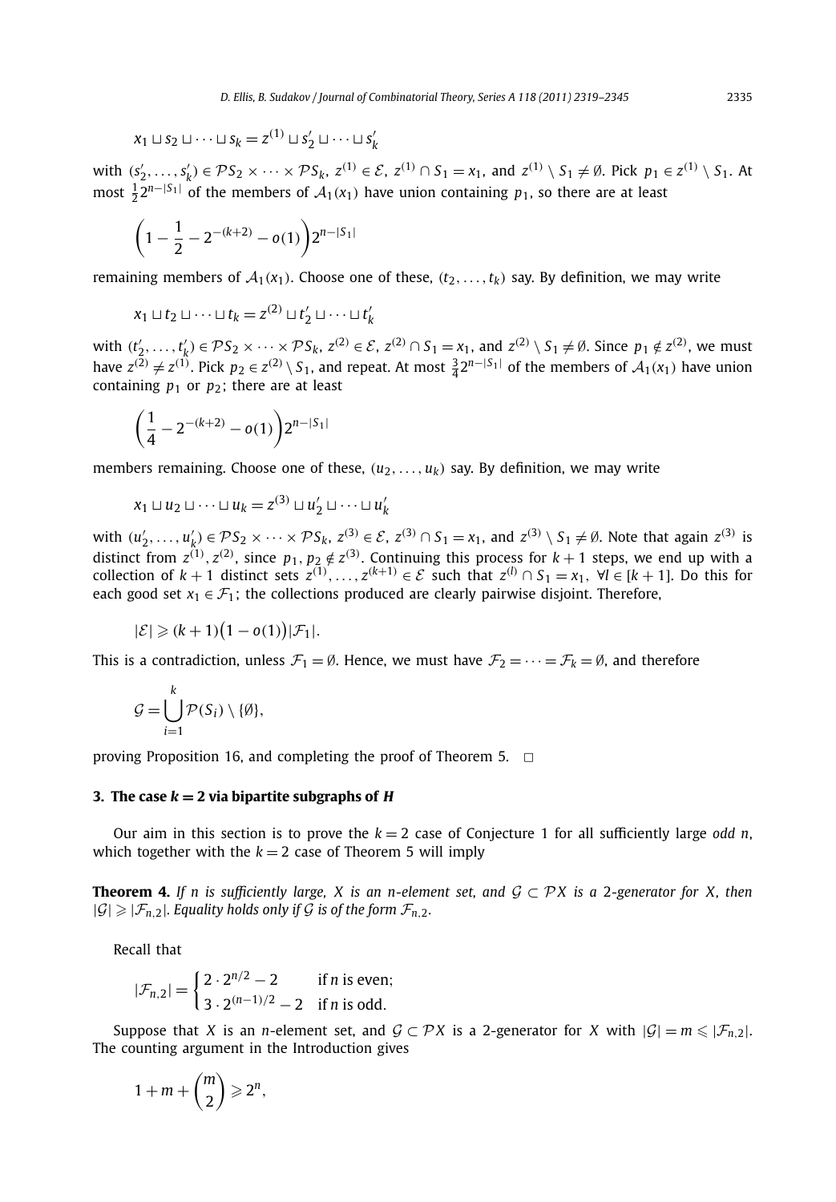$$x_1 \sqcup s_2 \sqcup \cdots \sqcup s_k = z^{(1)} \sqcup s'_2 \sqcup \cdots \sqcup s'_k$$

with $(s'_2, \ldots, s'_k) \in \mathcal{P}S_2 \times \cdots \times \mathcal{P}S_k$, $z^{(1)} \in \mathcal{E}$, $z^{(1)} \cap S_1 = x_1$, and $z^{(1)} \setminus S_1 \neq \emptyset$. Pick $p_1 \in z^{(1)} \setminus S_1$. At most $\frac{1}{2}2^{n-|S_1|}$ of the members of $\mathcal{A}_1(x_1)$ have union containing $p_1$, so there are at least

$$\left(1 - \frac{1}{2} - 2^{-(k+2)} - o(1)\right)2^{n-|S_1|}$$

remaining members of $\mathcal{A}_1(x_1)$. Choose one of these, $(t_2, \ldots, t_k)$ say. By definition, we may write

$$x_1 \sqcup t_2 \sqcup \cdots \sqcup t_k = z^{(2)} \sqcup t'_2 \sqcup \cdots \sqcup t'_k$$

with $(t'_2, \ldots, t'_k) \in \mathcal{P}S_2 \times \cdots \times \mathcal{P}S_k$, $z^{(2)} \in \mathcal{E}$, $z^{(2)} \cap S_1 = x_1$, and $z^{(2)} \setminus S_1 \neq \emptyset$. Since $p_1 \notin z^{(2)}$, we must have $z^{(2)} \neq z^{(1)}$. Pick $p_2 \in z^{(2)} \setminus S_1$, and repeat. At most $\frac{3}{4}2^{n-|S_1|}$ of the members of $\mathcal{A}_1(x_1)$ have union containing $p_1$ or $p_2$; there are at least

$$\left(\frac{1}{4} - 2^{-(k+2)} - o(1)\right)2^{n-|S_1|}$$

members remaining. Choose one of these, $(u_2, \ldots, u_k)$ say. By definition, we may write

$$x_1 \sqcup u_2 \sqcup \cdots \sqcup u_k = z^{(3)} \sqcup u'_2 \sqcup \cdots \sqcup u'_k$$

with $(u'_2, \ldots, u'_k) \in \mathcal{P}S_2 \times \cdots \times \mathcal{P}S_k$, $z^{(3)} \in \mathcal{E}$, $z^{(3)} \cap S_1 = x_1$, and $z^{(3)} \setminus S_1 \neq \emptyset$. Note that again $z^{(3)}$ is distinct from $z^{(1)}, z^{(2)}$, since $p_1, p_2 \notin z^{(3)}$. Continuing this process for $k+1$ steps, we end up with a collection of $k+1$ distinct sets $z^{(1)}, \ldots, z^{(k+1)} \in \mathcal{E}$ such that $z^{(l)} \cap S_1 = x_1$, $\forall l \in [k+1]$. Do this for each good set $x_1 \in \mathcal{F}_1$; the collections produced are clearly pairwise disjoint. Therefore,

$$|\mathcal{E}| \geqslant (k+1)\big(1 - o(1)\big)|\mathcal{F}_1|.$$

This is a contradiction, unless $\mathcal{F}_1 = \emptyset$. Hence, we must have $\mathcal{F}_2 = \cdots = \mathcal{F}_k = \emptyset$, and therefore

$$\mathcal{G} = \bigcup_{i=1}^{k} \mathcal{P}(S_i) \setminus \{\emptyset\},$$

proving Proposition 16, and completing the proof of Theorem 5. $\square$

## 3. The case $k = 2$ via bipartite subgraphs of $H$

Our aim in this section is to prove the $k = 2$ case of Conjecture 1 for all sufficiently large *odd n*, which together with the $k = 2$ case of Theorem 5 will imply

**Theorem 4.** *If n is sufficiently large, X is an n-element set, and $\mathcal{G} \subset \mathcal{P}X$ is a 2-generator for X, then $|\mathcal{G}| \geqslant |\mathcal{F}_{n,2}|$. Equality holds only if $\mathcal{G}$ is of the form $\mathcal{F}_{n,2}$.*

Recall that

$$|\mathcal{F}_{n,2}| = \begin{cases} 2 \cdot 2^{n/2} - 2 & \text{if } n \text{ is even;} \\ 3 \cdot 2^{(n-1)/2} - 2 & \text{if } n \text{ is odd.} \end{cases}$$

Suppose that $X$ is an $n$-element set, and $\mathcal{G} \subset \mathcal{P}X$ is a 2-generator for $X$ with $|\mathcal{G}| = m \leqslant |\mathcal{F}_{n,2}|$. The counting argument in the Introduction gives

$$1 + m + \binom{m}{2} \geqslant 2^n,$$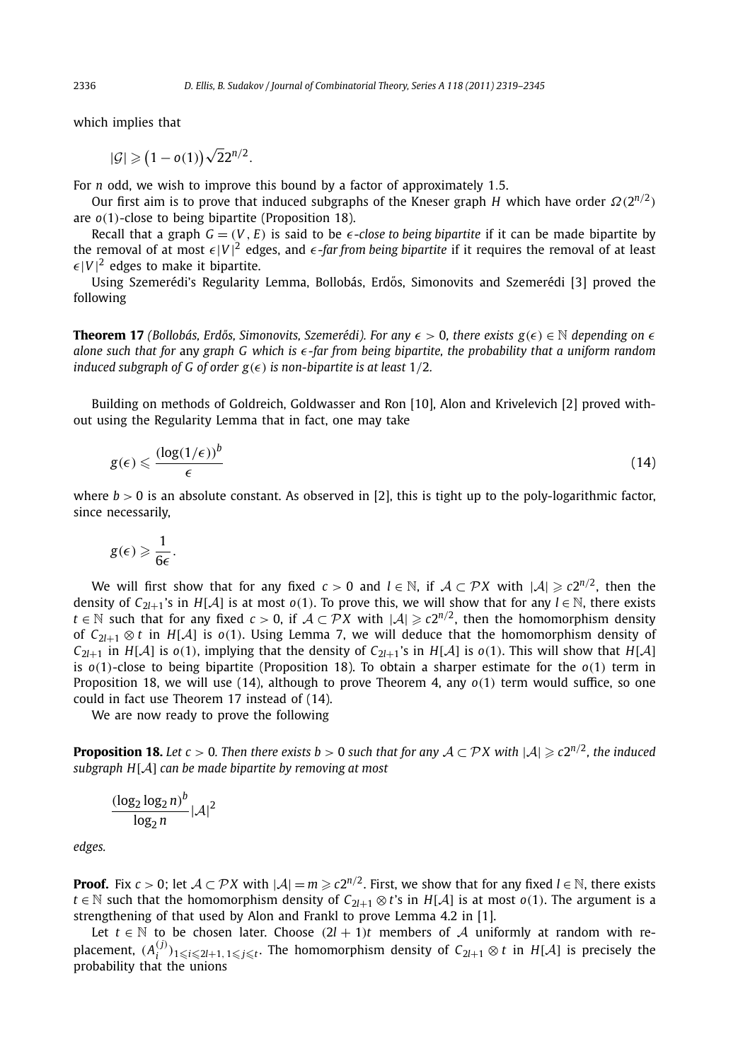which implies that

$$|\mathcal{G}| \geqslant \left(1 - o(1)\right)\sqrt{2}2^{n/2}.$$

For $n$ odd, we wish to improve this bound by a factor of approximately 1.5.

Our first aim is to prove that induced subgraphs of the Kneser graph $H$ which have order $\Omega(2^{n/2})$ are $o(1)$-close to being bipartite (Proposition 18).

Recall that a graph $G = (V, E)$ is said to be *$\epsilon$-close to being bipartite* if it can be made bipartite by the removal of at most $\epsilon|V|^2$ edges, and *$\epsilon$-far from being bipartite* if it requires the removal of at least $\epsilon|V|^2$ edges to make it bipartite.

Using Szemerédi's Regularity Lemma, Bollobás, Erdős, Simonovits and Szemerédi [3] proved the following

**Theorem 17** *(Bollobás, Erdős, Simonovits, Szemerédi). For any $\epsilon > 0$, there exists $g(\epsilon) \in \mathbb{N}$ depending on $\epsilon$ alone such that for* any *graph $G$ which is $\epsilon$-far from being bipartite, the probability that a uniform random induced subgraph of $G$ of order $g(\epsilon)$ is non-bipartite is at least $1/2$.*

Building on methods of Goldreich, Goldwasser and Ron [10], Alon and Krivelevich [2] proved without using the Regularity Lemma that in fact, one may take

$$g(\epsilon) \leqslant \frac{(\log(1/\epsilon))^b}{\epsilon} \tag{14}$$

where $b > 0$ is an absolute constant. As observed in [2], this is tight up to the poly-logarithmic factor, since necessarily,

$$g(\epsilon) \geqslant \frac{1}{6\epsilon}.$$

We will first show that for any fixed $c > 0$ and $l \in \mathbb{N}$, if $\mathcal{A} \subset \mathcal{P}X$ with $|\mathcal{A}| \geqslant c2^{n/2}$, then the density of $C_{2l+1}$'s in $H[\mathcal{A}]$ is at most $o(1)$. To prove this, we will show that for any $l \in \mathbb{N}$, there exists $t \in \mathbb{N}$ such that for any fixed $c > 0$, if $\mathcal{A} \subset \mathcal{P}X$ with $|\mathcal{A}| \geqslant c2^{n/2}$, then the homomorphism density of $C_{2l+1} \otimes t$ in $H[\mathcal{A}]$ is $o(1)$. Using Lemma 7, we will deduce that the homomorphism density of $C_{2l+1}$ in $H[\mathcal{A}]$ is $o(1)$, implying that the density of $C_{2l+1}$'s in $H[\mathcal{A}]$ is $o(1)$. This will show that $H[\mathcal{A}]$ is $o(1)$-close to being bipartite (Proposition 18). To obtain a sharper estimate for the $o(1)$ term in Proposition 18, we will use (14), although to prove Theorem 4, any $o(1)$ term would suffice, so one could in fact use Theorem 17 instead of (14).

We are now ready to prove the following

**Proposition 18.** *Let $c > 0$. Then there exists $b > 0$ such that for any $\mathcal{A} \subset \mathcal{P}X$ with $|\mathcal{A}| \geqslant c2^{n/2}$, the induced subgraph $H[\mathcal{A}]$ can be made bipartite by removing at most*

$$\frac{(\log_2 \log_2 n)^b}{\log_2 n}|\mathcal{A}|^2$$

*edges.*

**Proof.** Fix $c > 0$; let $\mathcal{A} \subset \mathcal{P}X$ with $|\mathcal{A}| = m \geqslant c2^{n/2}$. First, we show that for any fixed $l \in \mathbb{N}$, there exists $t \in \mathbb{N}$ such that the homomorphism density of $C_{2l+1} \otimes t$'s in $H[\mathcal{A}]$ is at most $o(1)$. The argument is a strengthening of that used by Alon and Frankl to prove Lemma 4.2 in [1].

Let $t \in \mathbb{N}$ to be chosen later. Choose $(2l+1)t$ members of $\mathcal{A}$ uniformly at random with replacement, $(A_i^{(j)})_{1 \leqslant i \leqslant 2l+1,\, 1 \leqslant j \leqslant t}$. The homomorphism density of $C_{2l+1} \otimes t$ in $H[\mathcal{A}]$ is precisely the probability that the unions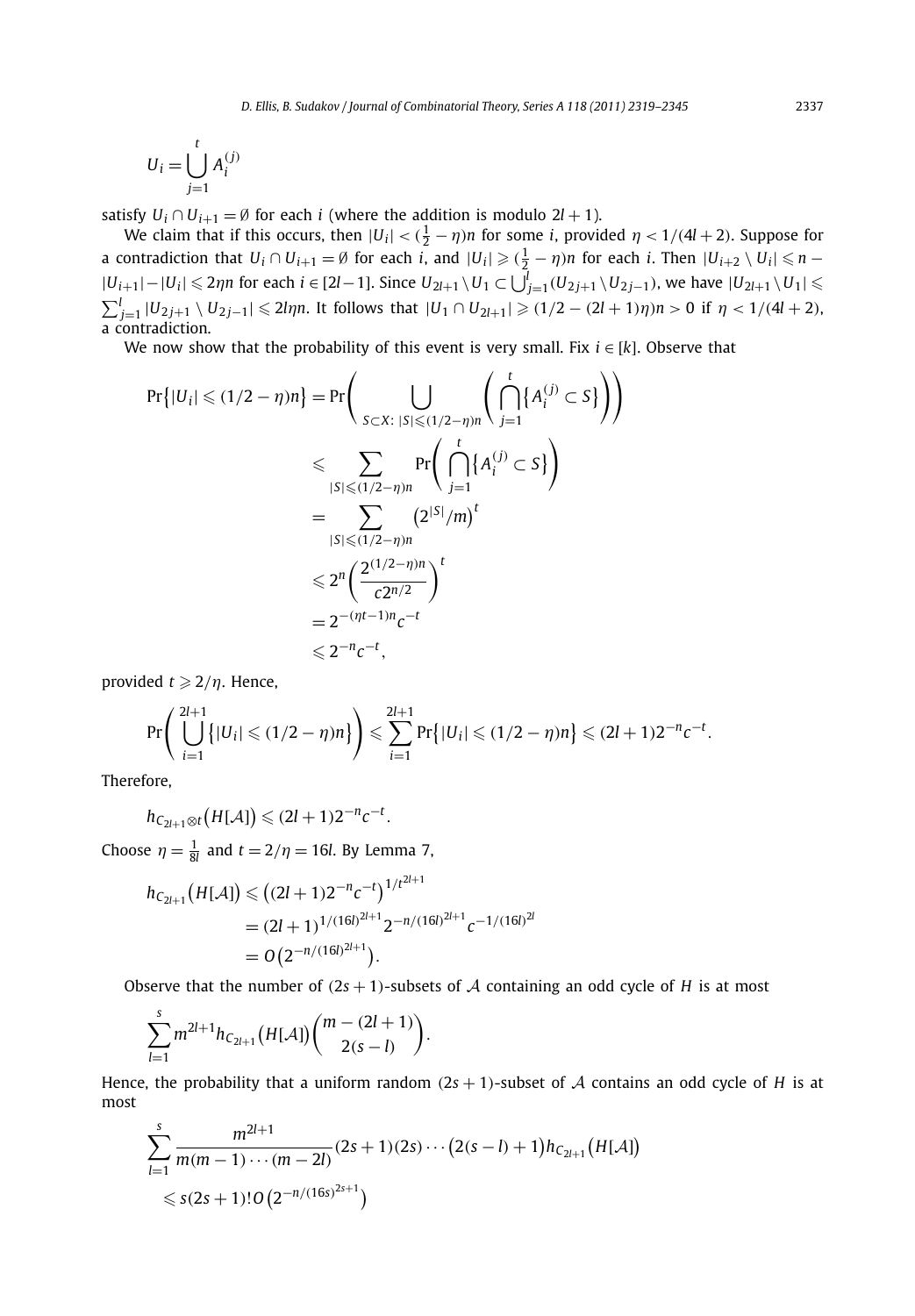$$U_i = \bigcup_{j=1}^{t} A_i^{(j)}$$

satisfy $U_i \cap U_{i+1} = \emptyset$ for each $i$ (where the addition is modulo $2l+1$).

We claim that if this occurs, then $|U_i| < (\frac{1}{2} - \eta)n$ for some $i$, provided $\eta < 1/(4l+2)$. Suppose for a contradiction that $U_i \cap U_{i+1} = \emptyset$ for each $i$, and $|U_i| \geqslant (\frac{1}{2} - \eta)n$ for each $i$. Then $|U_{i+2} \setminus U_i| \leqslant n - |U_{i+1}| - |U_i| \leqslant 2\eta n$ for each $i \in [2l-1]$. Since $U_{2l+1} \setminus U_1 \subset \bigcup_{j=1}^{l} (U_{2j+1} \setminus U_{2j-1})$, we have $|U_{2l+1} \setminus U_1| \leqslant \sum_{j=1}^{l} |U_{2j+1} \setminus U_{2j-1}| \leqslant 2l\eta n$. It follows that $|U_1 \cap U_{2l+1}| \geqslant (1/2 - (2l+1)\eta)n > 0$ if $\eta < 1/(4l+2)$, a contradiction.

We now show that the probability of this event is very small. Fix $i \in [k]$. Observe that

$$\begin{aligned}
\Pr\{|U_i| \leqslant (1/2-\eta)n\} &= \Pr\left(\bigcup_{S \subset X:\ |S| \leqslant (1/2-\eta)n} \left(\bigcap_{j=1}^{t} \{A_i^{(j)} \subset S\}\right)\right) \\
&\leqslant \sum_{|S| \leqslant (1/2-\eta)n} \Pr\left(\bigcap_{j=1}^{t} \{A_i^{(j)} \subset S\}\right) \\
&= \sum_{|S| \leqslant (1/2-\eta)n} \left(2^{|S|}/m\right)^t \\
&\leqslant 2^n \left(\frac{2^{(1/2-\eta)n}}{c2^{n/2}}\right)^t \\
&= 2^{-(\eta t - 1)n} c^{-t} \\
&\leqslant 2^{-n} c^{-t},
\end{aligned}$$

provided $t \geqslant 2/\eta$. Hence,

$$\Pr\left(\bigcup_{i=1}^{2l+1} \{|U_i| \leqslant (1/2-\eta)n\}\right) \leqslant \sum_{i=1}^{2l+1} \Pr\{|U_i| \leqslant (1/2-\eta)n\} \leqslant (2l+1)2^{-n}c^{-t}.$$

Therefore,

$$h_{C_{2l+1} \otimes t}(H[\mathcal{A}]) \leqslant (2l+1)2^{-n}c^{-t}.$$

Choose $\eta = \frac{1}{8l}$ and $t = 2/\eta = 16l$. By Lemma 7,

$$\begin{aligned}
h_{C_{2l+1}}(H[\mathcal{A}]) &\leqslant \left((2l+1)2^{-n}c^{-t}\right)^{1/t^{2l+1}} \\
&= (2l+1)^{1/(16l)^{2l+1}} 2^{-n/(16l)^{2l+1}} c^{-1/(16l)^{2l}} \\
&= O\left(2^{-n/(16l)^{2l+1}}\right).
\end{aligned}$$

Observe that the number of $(2s+1)$-subsets of $\mathcal{A}$ containing an odd cycle of $H$ is at most

$$\sum_{l=1}^{s} m^{2l+1} h_{C_{2l+1}}(H[\mathcal{A}]) \binom{m-(2l+1)}{2(s-l)}.$$

Hence, the probability that a uniform random $(2s+1)$-subset of $\mathcal{A}$ contains an odd cycle of $H$ is at most

$$\begin{aligned}
&\sum_{l=1}^{s} \frac{m^{2l+1}}{m(m-1)\cdots(m-2l)} (2s+1)(2s)\cdots\left(2(s-l)+1\right) h_{C_{2l+1}}(H[\mathcal{A}]) \\
&\quad \leqslant s(2s+1)!\, O\left(2^{-n/(16s)^{2s+1}}\right)
\end{aligned}$$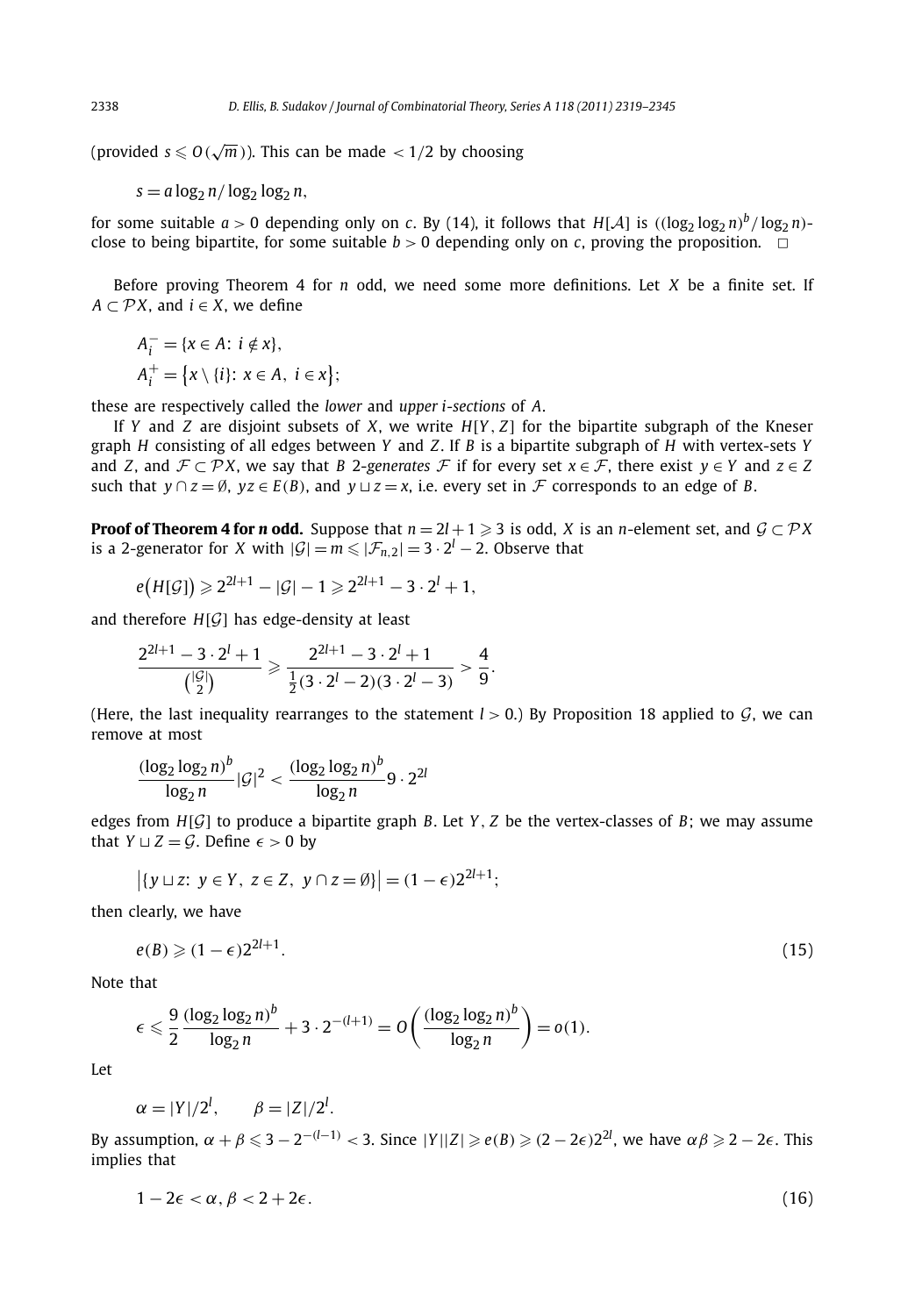(provided $s \leqslant O(\sqrt{m})$). This can be made $< 1/2$ by choosing

$$s = a \log_2 n / \log_2 \log_2 n,$$

for some suitable $a > 0$ depending only on $c$. By (14), it follows that $H[\mathcal{A}]$ is $((\log_2 \log_2 n)^b / \log_2 n)$-close to being bipartite, for some suitable $b > 0$ depending only on $c$, proving the proposition. $\square$

Before proving Theorem 4 for $n$ odd, we need some more definitions. Let $X$ be a finite set. If $A \subset \mathcal{P}X$, and $i \in X$, we define

$$A_i^- = \{x \in A: \ i \notin x\},$$
$$A_i^+ = \{x \setminus \{i\}: \ x \in A, \ i \in x\};$$

these are respectively called the *lower* and *upper i-sections* of $A$.

If $Y$ and $Z$ are disjoint subsets of $X$, we write $H[Y, Z]$ for the bipartite subgraph of the Kneser graph $H$ consisting of all edges between $Y$ and $Z$. If $B$ is a bipartite subgraph of $H$ with vertex-sets $Y$ and $Z$, and $\mathcal{F} \subset \mathcal{P}X$, we say that $B$ *2-generates* $\mathcal{F}$ if for every set $x \in \mathcal{F}$, there exist $y \in Y$ and $z \in Z$ such that $y \cap z = \emptyset$, $yz \in E(B)$, and $y \sqcup z = x$, i.e. every set in $\mathcal{F}$ corresponds to an edge of $B$.

**Proof of Theorem 4 for *n* odd.** Suppose that $n = 2l + 1 \geqslant 3$ is odd, $X$ is an $n$-element set, and $\mathcal{G} \subset \mathcal{P}X$ is a 2-generator for $X$ with $|\mathcal{G}| = m \leqslant |\mathcal{F}_{n,2}| = 3 \cdot 2^l - 2$. Observe that

$$e\big(H[\mathcal{G}]\big) \geqslant 2^{2l+1} - |\mathcal{G}| - 1 \geqslant 2^{2l+1} - 3 \cdot 2^l + 1,$$

and therefore $H[\mathcal{G}]$ has edge-density at least

$$\frac{2^{2l+1} - 3 \cdot 2^l + 1}{\binom{|\mathcal{G}|}{2}} \geqslant \frac{2^{2l+1} - 3 \cdot 2^l + 1}{\frac{1}{2}(3 \cdot 2^l - 2)(3 \cdot 2^l - 3)} > \frac{4}{9}.$$

(Here, the last inequality rearranges to the statement $l > 0$.) By Proposition 18 applied to $\mathcal{G}$, we can remove at most

$$\frac{(\log_2 \log_2 n)^b}{\log_2 n} |\mathcal{G}|^2 < \frac{(\log_2 \log_2 n)^b}{\log_2 n} 9 \cdot 2^{2l}$$

edges from $H[\mathcal{G}]$ to produce a bipartite graph $B$. Let $Y, Z$ be the vertex-classes of $B$; we may assume that $Y \sqcup Z = \mathcal{G}$. Define $\epsilon > 0$ by

$$\big|\{y \sqcup z: \ y \in Y, \ z \in Z, \ y \cap z = \emptyset\}\big| = (1 - \epsilon)2^{2l+1};$$

then clearly, we have

$$e(B) \geqslant (1 - \epsilon)2^{2l+1}. \tag{15}$$

Note that

$$\epsilon \leqslant \frac{9}{2} \frac{(\log_2 \log_2 n)^b}{\log_2 n} + 3 \cdot 2^{-(l+1)} = O\left(\frac{(\log_2 \log_2 n)^b}{\log_2 n}\right) = o(1).$$

Let

$$\alpha = |Y|/2^l, \qquad \beta = |Z|/2^l.$$

By assumption, $\alpha + \beta \leqslant 3 - 2^{-(l-1)} < 3$. Since $|Y||Z| \geqslant e(B) \geqslant (2 - 2\epsilon)2^{2l}$, we have $\alpha\beta \geqslant 2 - 2\epsilon$. This implies that

$$1 - 2\epsilon < \alpha, \beta < 2 + 2\epsilon. \tag{16}$$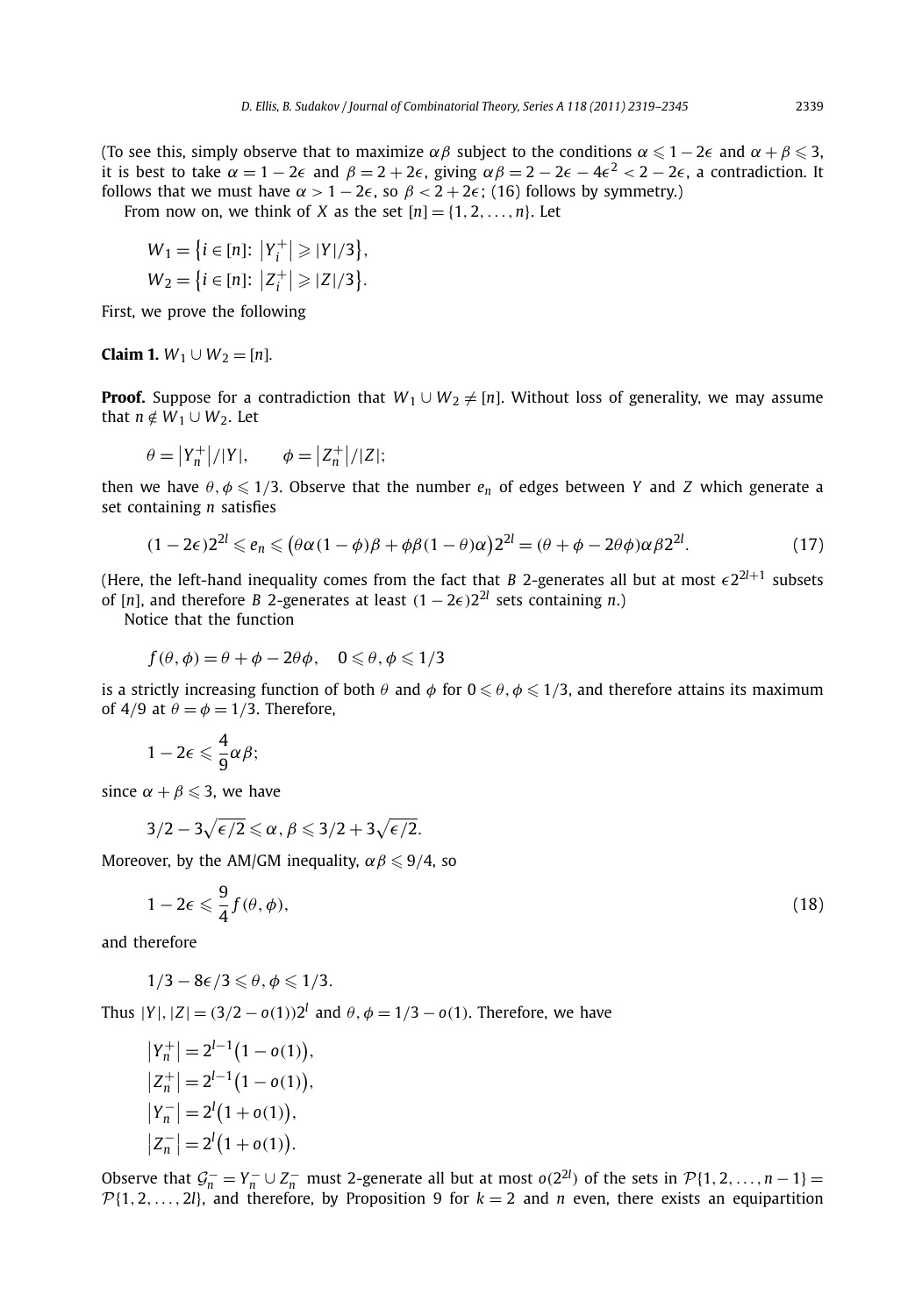(To see this, simply observe that to maximize $\alpha\beta$ subject to the conditions $\alpha \leqslant 1-2\epsilon$ and $\alpha+\beta \leqslant 3$, it is best to take $\alpha = 1-2\epsilon$ and $\beta = 2+2\epsilon$, giving $\alpha\beta = 2-2\epsilon-4\epsilon^2 < 2-2\epsilon$, a contradiction. It follows that we must have $\alpha > 1-2\epsilon$, so $\beta < 2+2\epsilon$; (16) follows by symmetry.)

From now on, we think of $X$ as the set $[n] = \{1,2,\ldots,n\}$. Let

$$W_1 = \{i \in [n]:\ |Y_i^+| \geqslant |Y|/3\},$$
$$W_2 = \{i \in [n]:\ |Z_i^+| \geqslant |Z|/3\}.$$

First, we prove the following

**Claim 1.** $W_1 \cup W_2 = [n]$.

**Proof.** Suppose for a contradiction that $W_1 \cup W_2 \neq [n]$. Without loss of generality, we may assume that $n \notin W_1 \cup W_2$. Let

$$\theta = |Y_n^+|/|Y|, \qquad \phi = |Z_n^+|/|Z|;$$

then we have $\theta, \phi \leqslant 1/3$. Observe that the number $e_n$ of edges between $Y$ and $Z$ which generate a set containing $n$ satisfies

$$(1-2\epsilon)2^{2l} \leqslant e_n \leqslant \big(\theta\alpha(1-\phi)\beta + \phi\beta(1-\theta)\alpha\big)2^{2l} = (\theta+\phi-2\theta\phi)\alpha\beta 2^{2l}. \tag{17}$$

(Here, the left-hand inequality comes from the fact that $B$ 2-generates all but at most $\epsilon 2^{2l+1}$ subsets of $[n]$, and therefore $B$ 2-generates at least $(1-2\epsilon)2^{2l}$ sets containing $n$.)

Notice that the function

$$f(\theta,\phi) = \theta+\phi-2\theta\phi, \quad 0 \leqslant \theta, \phi \leqslant 1/3$$

is a strictly increasing function of both $\theta$ and $\phi$ for $0 \leqslant \theta, \phi \leqslant 1/3$, and therefore attains its maximum of $4/9$ at $\theta = \phi = 1/3$. Therefore,

$$1-2\epsilon \leqslant \frac{4}{9}\alpha\beta;$$

since $\alpha+\beta \leqslant 3$, we have

$$3/2 - 3\sqrt{\epsilon/2} \leqslant \alpha, \beta \leqslant 3/2 + 3\sqrt{\epsilon/2}.$$

Moreover, by the AM/GM inequality, $\alpha\beta \leqslant 9/4$, so

$$1-2\epsilon \leqslant \frac{9}{4}f(\theta,\phi), \tag{18}$$

and therefore

$$1/3 - 8\epsilon/3 \leqslant \theta, \phi \leqslant 1/3.$$

Thus $|Y|, |Z| = (3/2 - o(1))2^l$ and $\theta, \phi = 1/3 - o(1)$. Therefore, we have

$$|Y_n^+| = 2^{l-1}\big(1-o(1)\big),$$
$$|Z_n^+| = 2^{l-1}\big(1-o(1)\big),$$
$$|Y_n^-| = 2^l\big(1+o(1)\big),$$
$$|Z_n^-| = 2^l\big(1+o(1)\big).$$

Observe that $\mathcal{G}_n^- = Y_n^- \cup Z_n^-$ must 2-generate all but at most $o(2^{2l})$ of the sets in $\mathcal{P}\{1,2,\ldots,n-1\} = \mathcal{P}\{1,2,\ldots,2l\}$, and therefore, by Proposition 9 for $k=2$ and $n$ even, there exists an equipartition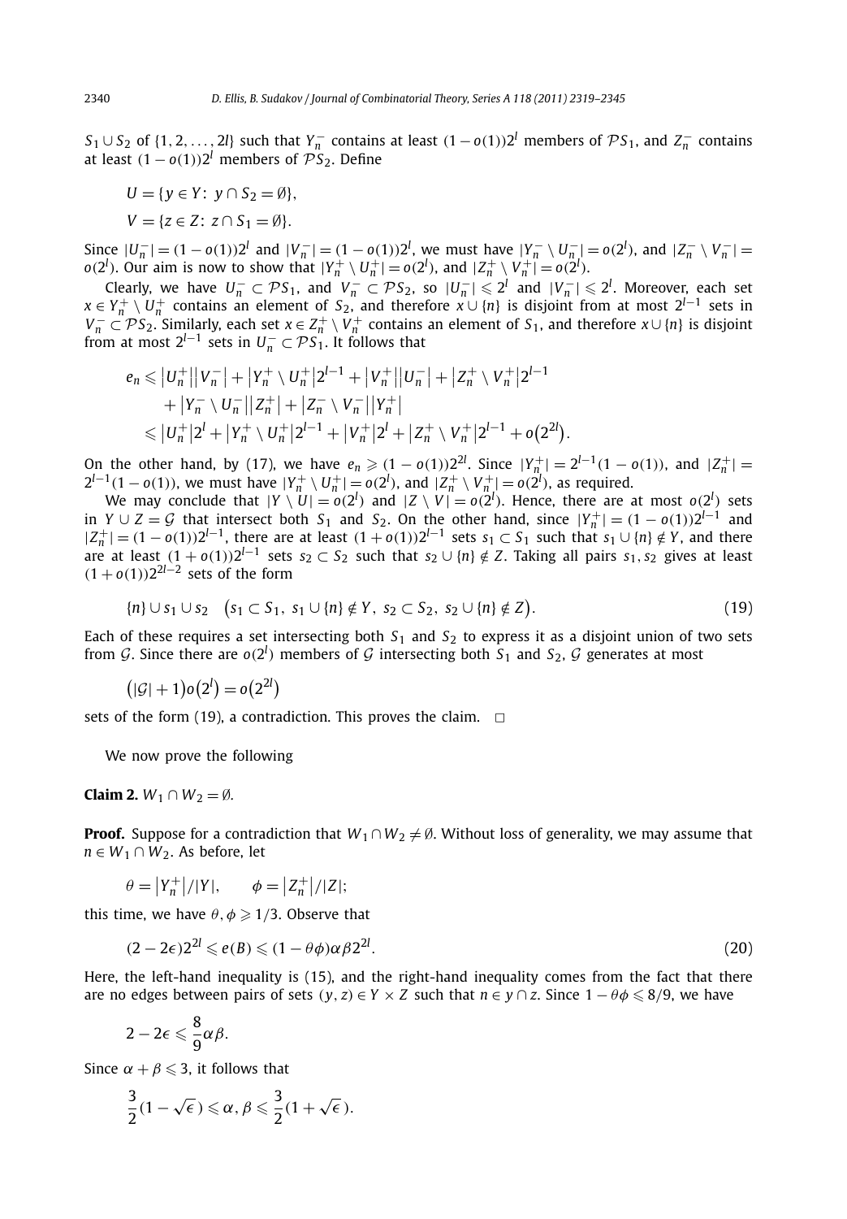$S_1 \cup S_2$ of $\{1, 2, \ldots, 2l\}$ such that $Y_n^-$ contains at least $(1 - o(1))2^l$ members of $\mathcal{P}S_1$, and $Z_n^-$ contains at least $(1 - o(1))2^l$ members of $\mathcal{P}S_2$. Define

$$U = \{y \in Y\colon\ y \cap S_2 = \emptyset\},$$

$$V = \{z \in Z\colon\ z \cap S_1 = \emptyset\}.$$

Since $|U_n^-| = (1 - o(1))2^l$ and $|V_n^-| = (1 - o(1))2^l$, we must have $|Y_n^- \setminus U_n^-| = o(2^l)$, and $|Z_n^- \setminus V_n^-| = o(2^l)$. Our aim is now to show that $|Y_n^+ \setminus U_n^+| = o(2^l)$, and $|Z_n^+ \setminus V_n^+| = o(2^l)$.

Clearly, we have $U_n^- \subset \mathcal{P}S_1$, and $V_n^- \subset \mathcal{P}S_2$, so $|U_n^-| \leqslant 2^l$ and $|V_n^-| \leqslant 2^l$. Moreover, each set $x \in Y_n^+ \setminus U_n^+$ contains an element of $S_2$, and therefore $x \cup \{n\}$ is disjoint from at most $2^{l-1}$ sets in $V_n^- \subset \mathcal{P}S_2$. Similarly, each set $x \in Z_n^+ \setminus V_n^+$ contains an element of $S_1$, and therefore $x \cup \{n\}$ is disjoint from at most $2^{l-1}$ sets in $U_n^- \subset \mathcal{P}S_1$. It follows that

$$\begin{aligned}
e_n &\leqslant |U_n^+||V_n^-| + |Y_n^+ \setminus U_n^+|2^{l-1} + |V_n^+||U_n^-| + |Z_n^+ \setminus V_n^+|2^{l-1} \\
&\quad + |Y_n^- \setminus U_n^-||Z_n^+| + |Z_n^- \setminus V_n^-||Y_n^+| \\
&\leqslant |U_n^+|2^l + |Y_n^+ \setminus U_n^+|2^{l-1} + |V_n^+|2^l + |Z_n^+ \setminus V_n^+|2^{l-1} + o\big(2^{2l}\big).
\end{aligned}$$

On the other hand, by (17), we have $e_n \geqslant (1 - o(1))2^{2l}$. Since $|Y_n^+| = 2^{l-1}(1 - o(1))$, and $|Z_n^+| = 2^{l-1}(1 - o(1))$, we must have $|Y_n^+ \setminus U_n^+| = o(2^l)$, and $|Z_n^+ \setminus V_n^+| = o(2^l)$, as required.

We may conclude that $|Y \setminus U| = o(2^l)$ and $|Z \setminus V| = o(2^l)$. Hence, there are at most $o(2^l)$ sets in $Y \cup Z = \mathcal{G}$ that intersect both $S_1$ and $S_2$. On the other hand, since $|Y_n^+| = (1 - o(1))2^{l-1}$ and $|Z_n^+| = (1 - o(1))2^{l-1}$, there are at least $(1 + o(1))2^{l-1}$ sets $s_1 \subset S_1$ such that $s_1 \cup \{n\} \notin Y$, and there are at least $(1 + o(1))2^{l-1}$ sets $s_2 \subset S_2$ such that $s_2 \cup \{n\} \notin Z$. Taking all pairs $s_1, s_2$ gives at least $(1 + o(1))2^{2l-2}$ sets of the form

$$\{n\} \cup s_1 \cup s_2 \quad \big(s_1 \subset S_1,\ s_1 \cup \{n\} \notin Y,\ s_2 \subset S_2,\ s_2 \cup \{n\} \notin Z\big). \tag{19}$$

Each of these requires a set intersecting both $S_1$ and $S_2$ to express it as a disjoint union of two sets from $\mathcal{G}$. Since there are $o(2^l)$ members of $\mathcal{G}$ intersecting both $S_1$ and $S_2$, $\mathcal{G}$ generates at most

$$\big(|\mathcal{G}| + 1\big)o\big(2^l\big) = o\big(2^{2l}\big)$$

sets of the form (19), a contradiction. This proves the claim. $\square$

We now prove the following

**Claim 2.** $W_1 \cap W_2 = \emptyset$.

**Proof.** Suppose for a contradiction that $W_1 \cap W_2 \neq \emptyset$. Without loss of generality, we may assume that $n \in W_1 \cap W_2$. As before, let

$$\theta = |Y_n^+|/|Y|, \qquad \phi = |Z_n^+|/|Z|;$$

this time, we have $\theta, \phi \geqslant 1/3$. Observe that

$$(2 - 2\epsilon)2^{2l} \leqslant e(B) \leqslant (1 - \theta\phi)\alpha\beta 2^{2l}. \tag{20}$$

Here, the left-hand inequality is (15), and the right-hand inequality comes from the fact that there are no edges between pairs of sets $(y, z) \in Y \times Z$ such that $n \in y \cap z$. Since $1 - \theta\phi \leqslant 8/9$, we have

$$2 - 2\epsilon \leqslant \frac{8}{9}\alpha\beta.$$

Since $\alpha + \beta \leqslant 3$, it follows that

$$\frac{3}{2}(1 - \sqrt{\epsilon}) \leqslant \alpha, \beta \leqslant \frac{3}{2}(1 + \sqrt{\epsilon}).$$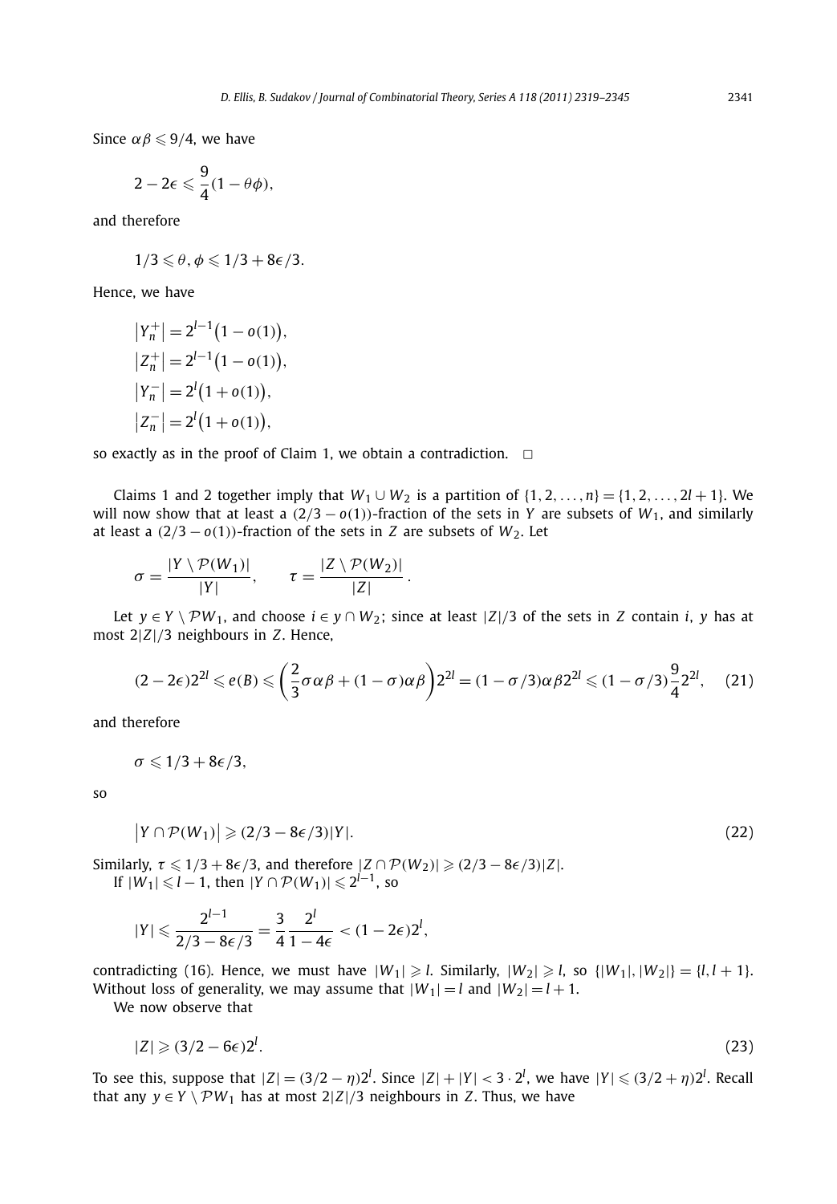Since $\alpha\beta \leqslant 9/4$, we have

$$2 - 2\epsilon \leqslant \frac{9}{4}(1 - \theta\phi),$$

and therefore

$$1/3 \leqslant \theta, \phi \leqslant 1/3 + 8\epsilon/3.$$

Hence, we have

$$\begin{aligned}
|Y_n^+| &= 2^{l-1}\bigl(1 - o(1)\bigr),\\
|Z_n^+| &= 2^{l-1}\bigl(1 - o(1)\bigr),\\
|Y_n^-| &= 2^{l}\bigl(1 + o(1)\bigr),\\
|Z_n^-| &= 2^{l}\bigl(1 + o(1)\bigr),
\end{aligned}$$

so exactly as in the proof of Claim 1, we obtain a contradiction. □

Claims 1 and 2 together imply that $W_1 \cup W_2$ is a partition of $\{1, 2, \ldots, n\} = \{1, 2, \ldots, 2l+1\}$. We will now show that at least a $(2/3 - o(1))$-fraction of the sets in $Y$ are subsets of $W_1$, and similarly at least a $(2/3 - o(1))$-fraction of the sets in $Z$ are subsets of $W_2$. Let

$$\sigma = \frac{|Y \setminus \mathcal{P}(W_1)|}{|Y|}, \qquad \tau = \frac{|Z \setminus \mathcal{P}(W_2)|}{|Z|}.$$

Let $y \in Y \setminus \mathcal{P}W_1$, and choose $i \in y \cap W_2$; since at least $|Z|/3$ of the sets in $Z$ contain $i$, $y$ has at most $2|Z|/3$ neighbours in $Z$. Hence,

$$(2 - 2\epsilon)2^{2l} \leqslant e(B) \leqslant \left(\frac{2}{3}\sigma\alpha\beta + (1 - \sigma)\alpha\beta\right)2^{2l} = (1 - \sigma/3)\alpha\beta 2^{2l} \leqslant (1 - \sigma/3)\frac{9}{4}2^{2l}, \tag{21}$$

and therefore

$$\sigma \leqslant 1/3 + 8\epsilon/3,$$

so

$$\bigl|Y \cap \mathcal{P}(W_1)\bigr| \geqslant (2/3 - 8\epsilon/3)|Y|. \tag{22}$$

Similarly, $\tau \leqslant 1/3 + 8\epsilon/3$, and therefore $|Z \cap \mathcal{P}(W_2)| \geqslant (2/3 - 8\epsilon/3)|Z|$.

If $|W_1| \leqslant l - 1$, then $|Y \cap \mathcal{P}(W_1)| \leqslant 2^{l-1}$, so

$$|Y| \leqslant \frac{2^{l-1}}{2/3 - 8\epsilon/3} = \frac{3}{4}\frac{2^l}{1 - 4\epsilon} < (1 - 2\epsilon)2^l,$$

contradicting (16). Hence, we must have $|W_1| \geqslant l$. Similarly, $|W_2| \geqslant l$, so $\{|W_1|, |W_2|\} = \{l, l+1\}$. Without loss of generality, we may assume that $|W_1| = l$ and $|W_2| = l + 1$.

We now observe that

$$|Z| \geqslant (3/2 - 6\epsilon)2^l. \tag{23}$$

To see this, suppose that $|Z| = (3/2 - \eta)2^l$. Since $|Z| + |Y| < 3 \cdot 2^l$, we have $|Y| \leqslant (3/2 + \eta)2^l$. Recall that any $y \in Y \setminus \mathcal{P}W_1$ has at most $2|Z|/3$ neighbours in $Z$. Thus, we have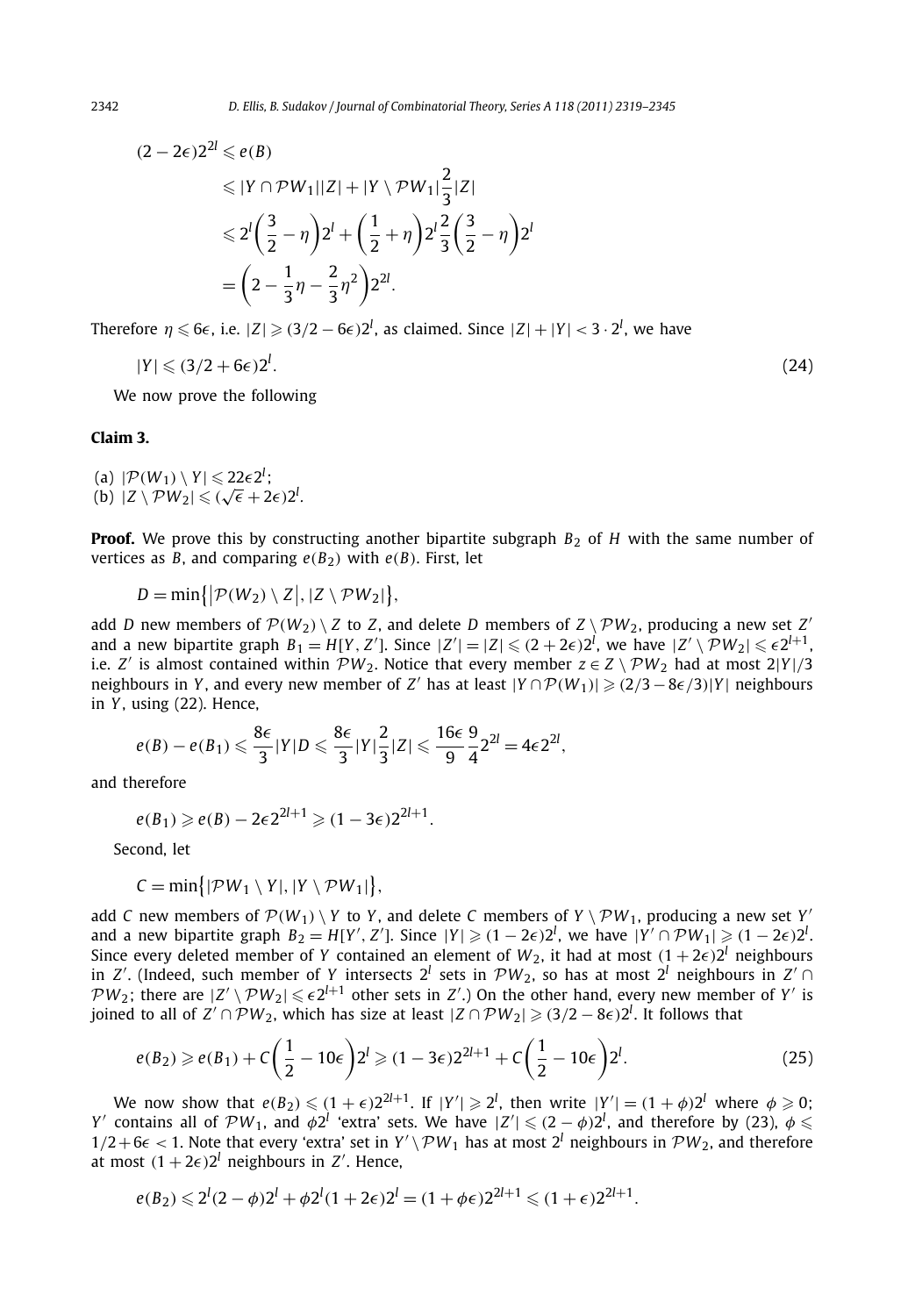$$
\begin{aligned}
(2-2\epsilon)2^{2l} &\leqslant e(B) \\
&\leqslant |Y \cap \mathcal{P}W_1||Z| + |Y \setminus \mathcal{P}W_1|\frac{2}{3}|Z| \\
&\leqslant 2^l\left(\frac{3}{2}-\eta\right)2^l + \left(\frac{1}{2}+\eta\right)2^l\frac{2}{3}\left(\frac{3}{2}-\eta\right)2^l \\
&= \left(2-\frac{1}{3}\eta-\frac{2}{3}\eta^2\right)2^{2l}.
\end{aligned}
$$

Therefore $\eta \leqslant 6\epsilon$, i.e. $|Z| \geqslant (3/2-6\epsilon)2^l$, as claimed. Since $|Z|+|Y| < 3\cdot 2^l$, we have

$$
|Y| \leqslant (3/2+6\epsilon)2^l. \tag{24}
$$

We now prove the following

**Claim 3.**

(a) $|\mathcal{P}(W_1) \setminus Y| \leqslant 22\epsilon 2^l$;
(b) $|Z \setminus \mathcal{P}W_2| \leqslant (\sqrt{\epsilon}+2\epsilon)2^l$.

**Proof.** We prove this by constructing another bipartite subgraph $B_2$ of $H$ with the same number of vertices as $B$, and comparing $e(B_2)$ with $e(B)$. First, let

$$
D = \min\{|\mathcal{P}(W_2) \setminus Z|, |Z \setminus \mathcal{P}W_2|\},
$$

add $D$ new members of $\mathcal{P}(W_2) \setminus Z$ to $Z$, and delete $D$ members of $Z \setminus \mathcal{P}W_2$, producing a new set $Z'$ and a new bipartite graph $B_1 = H[Y, Z']$. Since $|Z'| = |Z| \leqslant (2+2\epsilon)2^l$, we have $|Z' \setminus \mathcal{P}W_2| \leqslant \epsilon 2^{l+1}$, i.e. $Z'$ is almost contained within $\mathcal{P}W_2$. Notice that every member $z \in Z \setminus \mathcal{P}W_2$ had at most $2|Y|/3$ neighbours in $Y$, and every new member of $Z'$ has at least $|Y \cap \mathcal{P}(W_1)| \geqslant (2/3-8\epsilon/3)|Y|$ neighbours in $Y$, using (22). Hence,

$$
e(B)-e(B_1) \leqslant \frac{8\epsilon}{3}|Y|D \leqslant \frac{8\epsilon}{3}|Y|\frac{2}{3}|Z| \leqslant \frac{16\epsilon}{9}\frac{9}{4}2^{2l} = 4\epsilon 2^{2l},
$$

and therefore

$$
e(B_1) \geqslant e(B) - 2\epsilon 2^{2l+1} \geqslant (1-3\epsilon)2^{2l+1}.
$$

Second, let

$$
C = \min\{|\mathcal{P}W_1 \setminus Y|, |Y \setminus \mathcal{P}W_1|\},
$$

add $C$ new members of $\mathcal{P}(W_1) \setminus Y$ to $Y$, and delete $C$ members of $Y \setminus \mathcal{P}W_1$, producing a new set $Y'$ and a new bipartite graph $B_2 = H[Y', Z']$. Since $|Y| \geqslant (1-2\epsilon)2^l$, we have $|Y' \cap \mathcal{P}W_1| \geqslant (1-2\epsilon)2^l$. Since every deleted member of $Y$ contained an element of $W_2$, it had at most $(1+2\epsilon)2^l$ neighbours in $Z'$. (Indeed, such member of $Y$ intersects $2^l$ sets in $\mathcal{P}W_2$, so has at most $2^l$ neighbours in $Z' \cap \mathcal{P}W_2$; there are $|Z' \setminus \mathcal{P}W_2| \leqslant \epsilon 2^{l+1}$ other sets in $Z'$.) On the other hand, every new member of $Y'$ is joined to all of $Z' \cap \mathcal{P}W_2$, which has size at least $|Z \cap \mathcal{P}W_2| \geqslant (3/2-8\epsilon)2^l$. It follows that

$$
e(B_2) \geqslant e(B_1) + C\left(\frac{1}{2}-10\epsilon\right)2^l \geqslant (1-3\epsilon)2^{2l+1} + C\left(\frac{1}{2}-10\epsilon\right)2^l. \tag{25}
$$

We now show that $e(B_2) \leqslant (1+\epsilon)2^{2l+1}$. If $|Y'| \geqslant 2^l$, then write $|Y'| = (1+\phi)2^l$ where $\phi \geqslant 0$; $Y'$ contains all of $\mathcal{P}W_1$, and $\phi 2^l$ 'extra' sets. We have $|Z'| \leqslant (2-\phi)2^l$, and therefore by (23), $\phi \leqslant 1/2+6\epsilon < 1$. Note that every 'extra' set in $Y' \setminus \mathcal{P}W_1$ has at most $2^l$ neighbours in $\mathcal{P}W_2$, and therefore at most $(1+2\epsilon)2^l$ neighbours in $Z'$. Hence,

$$
e(B_2) \leqslant 2^l(2-\phi)2^l + \phi 2^l(1+2\epsilon)2^l = (1+\phi\epsilon)2^{2l+1} \leqslant (1+\epsilon)2^{2l+1}.
$$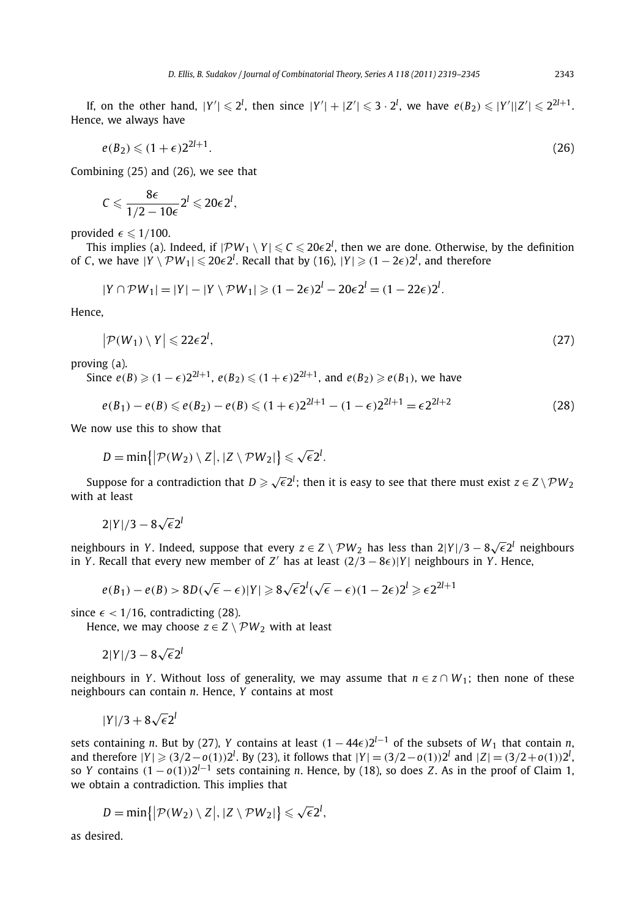If, on the other hand, $|Y'| \leqslant 2^l$, then since $|Y'| + |Z'| \leqslant 3 \cdot 2^l$, we have $e(B_2) \leqslant |Y'||Z'| \leqslant 2^{2l+1}$. Hence, we always have

$$e(B_2) \leqslant (1+\epsilon)2^{2l+1}. \tag{26}$$

Combining (25) and (26), we see that

$$C \leqslant \frac{8\epsilon}{1/2 - 10\epsilon} 2^l \leqslant 20\epsilon 2^l,$$

provided $\epsilon \leqslant 1/100$.

This implies (a). Indeed, if $|\mathcal{P}W_1 \setminus Y| \leqslant C \leqslant 20\epsilon 2^l$, then we are done. Otherwise, by the definition of $C$, we have $|Y \setminus \mathcal{P}W_1| \leqslant 20\epsilon 2^l$. Recall that by (16), $|Y| \geqslant (1-2\epsilon)2^l$, and therefore

$$|Y \cap \mathcal{P}W_1| = |Y| - |Y \setminus \mathcal{P}W_1| \geqslant (1-2\epsilon)2^l - 20\epsilon 2^l = (1-22\epsilon)2^l.$$

Hence,

$$\left|\mathcal{P}(W_1) \setminus Y\right| \leqslant 22\epsilon 2^l, \tag{27}$$

proving (a).

Since $e(B) \geqslant (1-\epsilon)2^{2l+1}$, $e(B_2) \leqslant (1+\epsilon)2^{2l+1}$, and $e(B_2) \geqslant e(B_1)$, we have

$$e(B_1) - e(B) \leqslant e(B_2) - e(B) \leqslant (1+\epsilon)2^{2l+1} - (1-\epsilon)2^{2l+1} = \epsilon 2^{2l+2} \tag{28}$$

We now use this to show that

$$D = \min\{\left|\mathcal{P}(W_2) \setminus Z\right|, |Z \setminus \mathcal{P}W_2|\} \leqslant \sqrt{\epsilon} 2^l.$$

Suppose for a contradiction that $D \geqslant \sqrt{\epsilon}2^l$; then it is easy to see that there must exist $z \in Z \setminus \mathcal{P}W_2$ with at least

$$2|Y|/3 - 8\sqrt{\epsilon}2^l$$

neighbours in $Y$. Indeed, suppose that every $z \in Z \setminus \mathcal{P}W_2$ has less than $2|Y|/3 - 8\sqrt{\epsilon}2^l$ neighbours in $Y$. Recall that every new member of $Z'$ has at least $(2/3 - 8\epsilon)|Y|$ neighbours in $Y$. Hence,

$$e(B_1) - e(B) > 8D(\sqrt{\epsilon} - \epsilon)|Y| \geqslant 8\sqrt{\epsilon}2^l(\sqrt{\epsilon} - \epsilon)(1-2\epsilon)2^l \geqslant \epsilon 2^{2l+1}$$

since $\epsilon < 1/16$, contradicting (28).

Hence, we may choose $z \in Z \setminus \mathcal{P}W_2$ with at least

$$2|Y|/3 - 8\sqrt{\epsilon}2^l$$

neighbours in $Y$. Without loss of generality, we may assume that $n \in z \cap W_1$; then none of these neighbours can contain $n$. Hence, $Y$ contains at most

$$|Y|/3 + 8\sqrt{\epsilon}2^l$$

sets containing $n$. But by (27), $Y$ contains at least $(1-44\epsilon)2^{l-1}$ of the subsets of $W_1$ that contain $n$, and therefore $|Y| \geqslant (3/2 - o(1))2^l$. By (23), it follows that $|Y| = (3/2 - o(1))2^l$ and $|Z| = (3/2 + o(1))2^l$, so $Y$ contains $(1-o(1))2^{l-1}$ sets containing $n$. Hence, by (18), so does $Z$. As in the proof of Claim 1, we obtain a contradiction. This implies that

$$D = \min\{\left|\mathcal{P}(W_2) \setminus Z\right|, |Z \setminus \mathcal{P}W_2|\} \leqslant \sqrt{\epsilon} 2^l,$$

as desired.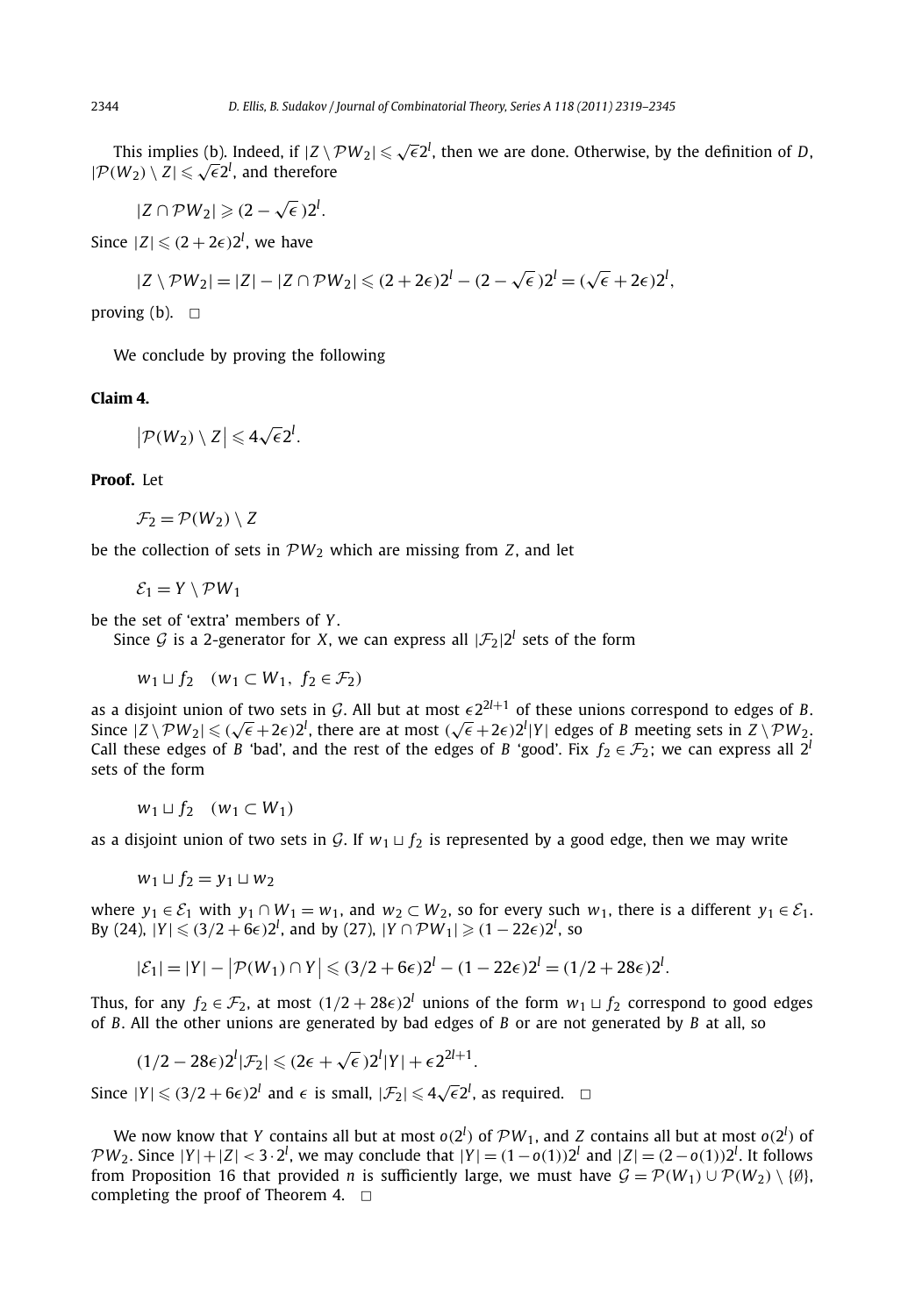This implies (b). Indeed, if $|Z \setminus \mathcal{P}W_2| \leqslant \sqrt{\epsilon}2^l$, then we are done. Otherwise, by the definition of $D$, $|\mathcal{P}(W_2) \setminus Z| \leqslant \sqrt{\epsilon}2^l$, and therefore

$$|Z \cap \mathcal{P}W_2| \geqslant (2 - \sqrt{\epsilon})2^l.$$

Since $|Z| \leqslant (2 + 2\epsilon)2^l$, we have

$$|Z \setminus \mathcal{P}W_2| = |Z| - |Z \cap \mathcal{P}W_2| \leqslant (2 + 2\epsilon)2^l - (2 - \sqrt{\epsilon})2^l = (\sqrt{\epsilon} + 2\epsilon)2^l,$$

proving (b). $\square$

We conclude by proving the following

**Claim 4.**

$$\left|\mathcal{P}(W_2) \setminus Z\right| \leqslant 4\sqrt{\epsilon}2^l.$$

**Proof.** Let

$$\mathcal{F}_2 = \mathcal{P}(W_2) \setminus Z$$

be the collection of sets in $\mathcal{P}W_2$ which are missing from $Z$, and let

$$\mathcal{E}_1 = Y \setminus \mathcal{P}W_1$$

be the set of 'extra' members of $Y$.

Since $\mathcal{G}$ is a 2-generator for $X$, we can express all $|\mathcal{F}_2|2^l$ sets of the form

$$w_1 \sqcup f_2 \quad (w_1 \subset W_1,\ f_2 \in \mathcal{F}_2)$$

as a disjoint union of two sets in $\mathcal{G}$. All but at most $\epsilon 2^{2l+1}$ of these unions correspond to edges of $B$. Since $|Z \setminus \mathcal{P}W_2| \leqslant (\sqrt{\epsilon} + 2\epsilon)2^l$, there are at most $(\sqrt{\epsilon} + 2\epsilon)2^l|Y|$ edges of $B$ meeting sets in $Z \setminus \mathcal{P}W_2$. Call these edges of $B$ 'bad', and the rest of the edges of $B$ 'good'. Fix $f_2 \in \mathcal{F}_2$; we can express all $2^l$ sets of the form

$$w_1 \sqcup f_2 \quad (w_1 \subset W_1)$$

as a disjoint union of two sets in $\mathcal{G}$. If $w_1 \sqcup f_2$ is represented by a good edge, then we may write

$$w_1 \sqcup f_2 = y_1 \sqcup w_2$$

where $y_1 \in \mathcal{E}_1$ with $y_1 \cap W_1 = w_1$, and $w_2 \subset W_2$, so for every such $w_1$, there is a different $y_1 \in \mathcal{E}_1$. By (24), $|Y| \leqslant (3/2 + 6\epsilon)2^l$, and by (27), $|Y \cap \mathcal{P}W_1| \geqslant (1 - 22\epsilon)2^l$, so

$$|\mathcal{E}_1| = |Y| - \left|\mathcal{P}(W_1) \cap Y\right| \leqslant (3/2 + 6\epsilon)2^l - (1 - 22\epsilon)2^l = (1/2 + 28\epsilon)2^l.$$

Thus, for any $f_2 \in \mathcal{F}_2$, at most $(1/2 + 28\epsilon)2^l$ unions of the form $w_1 \sqcup f_2$ correspond to good edges of $B$. All the other unions are generated by bad edges of $B$ or are not generated by $B$ at all, so

$$(1/2 - 28\epsilon)2^l|\mathcal{F}_2| \leqslant (2\epsilon + \sqrt{\epsilon})2^l|Y| + \epsilon 2^{2l+1}.$$

Since $|Y| \leqslant (3/2 + 6\epsilon)2^l$ and $\epsilon$ is small, $|\mathcal{F}_2| \leqslant 4\sqrt{\epsilon}2^l$, as required. $\square$

We now know that $Y$ contains all but at most $o(2^l)$ of $\mathcal{P}W_1$, and $Z$ contains all but at most $o(2^l)$ of $\mathcal{P}W_2$. Since $|Y| + |Z| < 3 \cdot 2^l$, we may conclude that $|Y| = (1 - o(1))2^l$ and $|Z| = (2 - o(1))2^l$. It follows from Proposition 16 that provided $n$ is sufficiently large, we must have $\mathcal{G} = \mathcal{P}(W_1) \cup \mathcal{P}(W_2) \setminus \{\emptyset\}$, completing the proof of Theorem 4. $\square$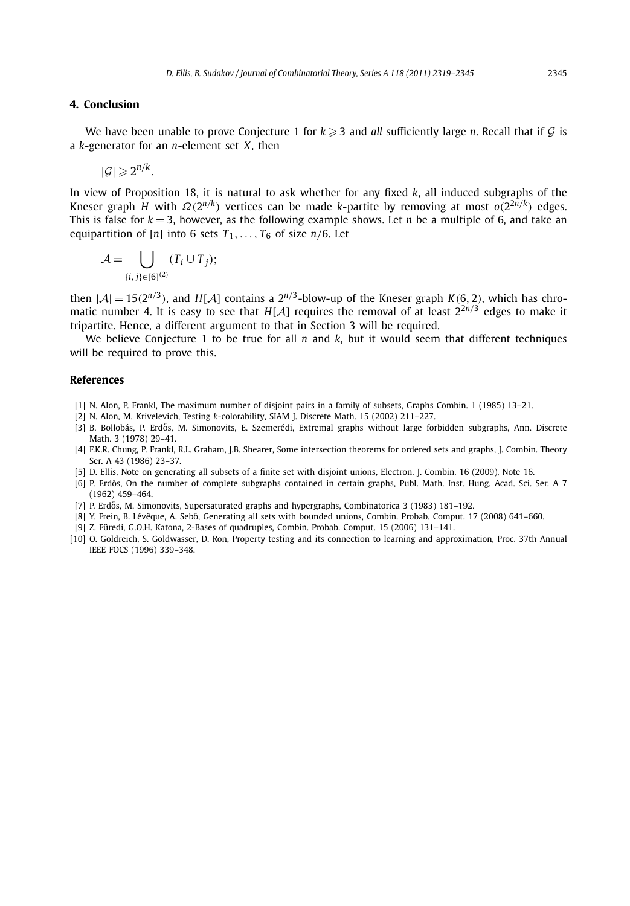## 4. Conclusion

We have been unable to prove Conjecture 1 for $k \geqslant 3$ and *all* sufficiently large $n$. Recall that if $\mathcal{G}$ is a $k$-generator for an $n$-element set $X$, then

$$|\mathcal{G}| \geqslant 2^{n/k}.$$

In view of Proposition 18, it is natural to ask whether for any fixed $k$, all induced subgraphs of the Kneser graph $H$ with $\Omega(2^{n/k})$ vertices can be made $k$-partite by removing at most $o(2^{2n/k})$ edges. This is false for $k = 3$, however, as the following example shows. Let $n$ be a multiple of 6, and take an equipartition of $[n]$ into 6 sets $T_1, \ldots, T_6$ of size $n/6$. Let

$$\mathcal{A} = \bigcup_{\{i,j\} \in [6]^{(2)}} (T_i \cup T_j);$$

then $|\mathcal{A}| = 15(2^{n/3})$, and $H[\mathcal{A}]$ contains a $2^{n/3}$-blow-up of the Kneser graph $K(6,2)$, which has chromatic number 4. It is easy to see that $H[\mathcal{A}]$ requires the removal of at least $2^{2n/3}$ edges to make it tripartite. Hence, a different argument to that in Section 3 will be required.

We believe Conjecture 1 to be true for all $n$ and $k$, but it would seem that different techniques will be required to prove this.

## References

[1] N. Alon, P. Frankl, The maximum number of disjoint pairs in a family of subsets, Graphs Combin. 1 (1985) 13–21.

[2] N. Alon, M. Krivelevich, Testing *k*-colorability, SIAM J. Discrete Math. 15 (2002) 211–227.

[3] B. Bollobás, P. Erdős, M. Simonovits, E. Szemerédi, Extremal graphs without large forbidden subgraphs, Ann. Discrete Math. 3 (1978) 29–41.

[4] F.K.R. Chung, P. Frankl, R.L. Graham, J.B. Shearer, Some intersection theorems for ordered sets and graphs, J. Combin. Theory Ser. A 43 (1986) 23–37.

[5] D. Ellis, Note on generating all subsets of a finite set with disjoint unions, Electron. J. Combin. 16 (2009), Note 16.

[6] P. Erdős, On the number of complete subgraphs contained in certain graphs, Publ. Math. Inst. Hung. Acad. Sci. Ser. A 7 (1962) 459–464.

[7] P. Erdős, M. Simonovits, Supersaturated graphs and hypergraphs, Combinatorica 3 (1983) 181–192.

[8] Y. Frein, B. Lévêque, A. Sebő, Generating all sets with bounded unions, Combin. Probab. Comput. 17 (2008) 641–660.

[9] Z. Füredi, G.O.H. Katona, 2-Bases of quadruples, Combin. Probab. Comput. 15 (2006) 131–141.

[10] O. Goldreich, S. Goldwasser, D. Ron, Property testing and its connection to learning and approximation, Proc. 37th Annual IEEE FOCS (1996) 339–348.